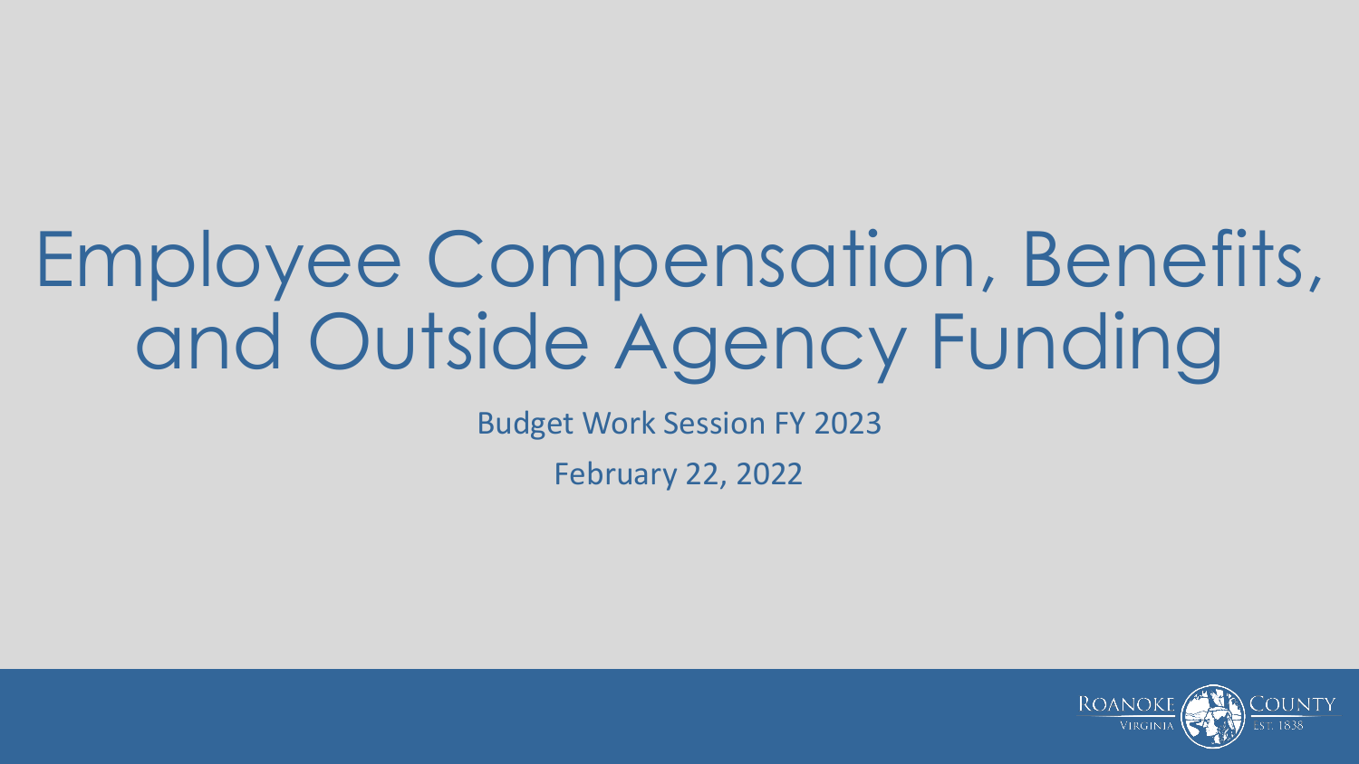# Employee Compensation, Benefits, and Outside Agency Funding

Budget Work Session FY 2023

February 22, 2022

Roanoke County Virginia Est. 1838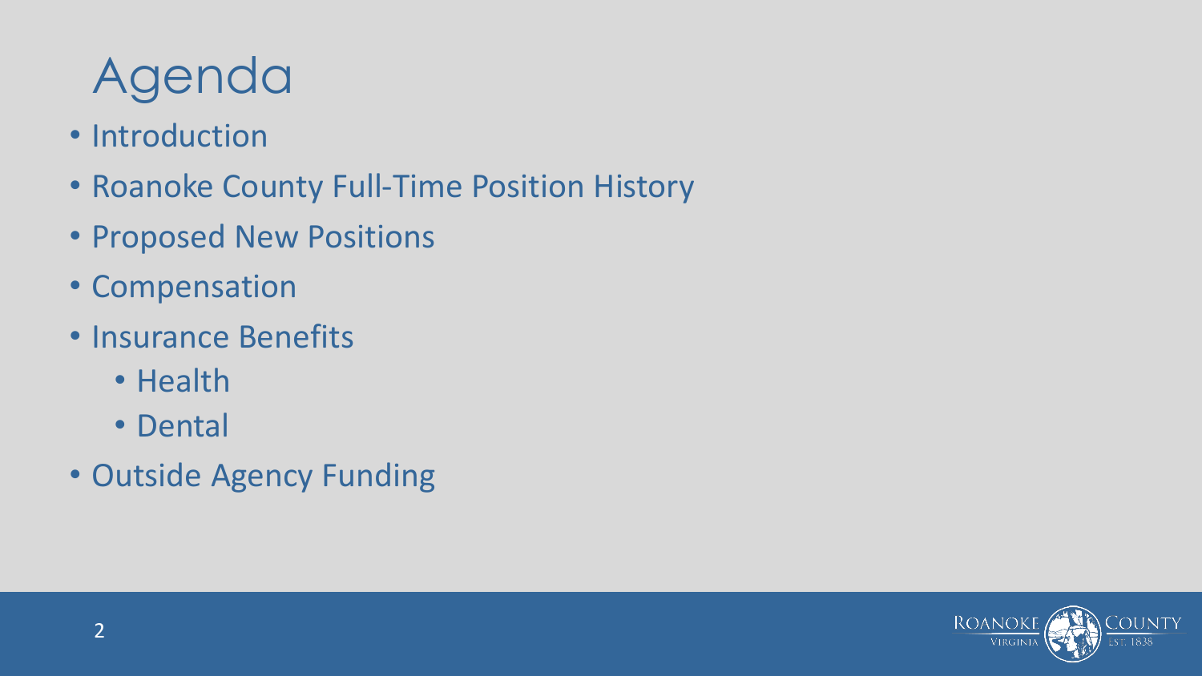# Agenda

- Introduction
- Roanoke County Full-Time Position History
- Proposed New Positions
- Compensation
- Insurance Benefits
  - Health
  - Dental
- Outside Agency Funding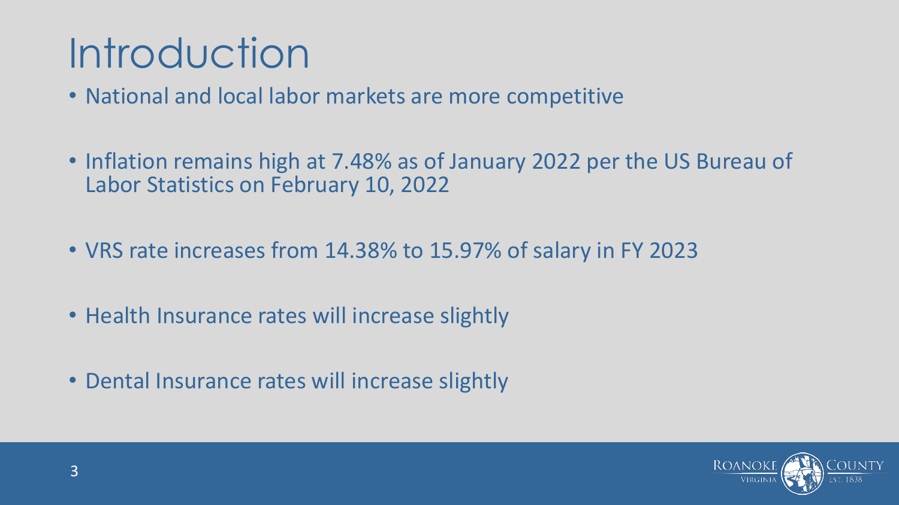# Introduction

- National and local labor markets are more competitive
- Inflation remains high at 7.48% as of January 2022 per the US Bureau of Labor Statistics on February 10, 2022
- VRS rate increases from 14.38% to 15.97% of salary in FY 2023
- Health Insurance rates will increase slightly
- Dental Insurance rates will increase slightly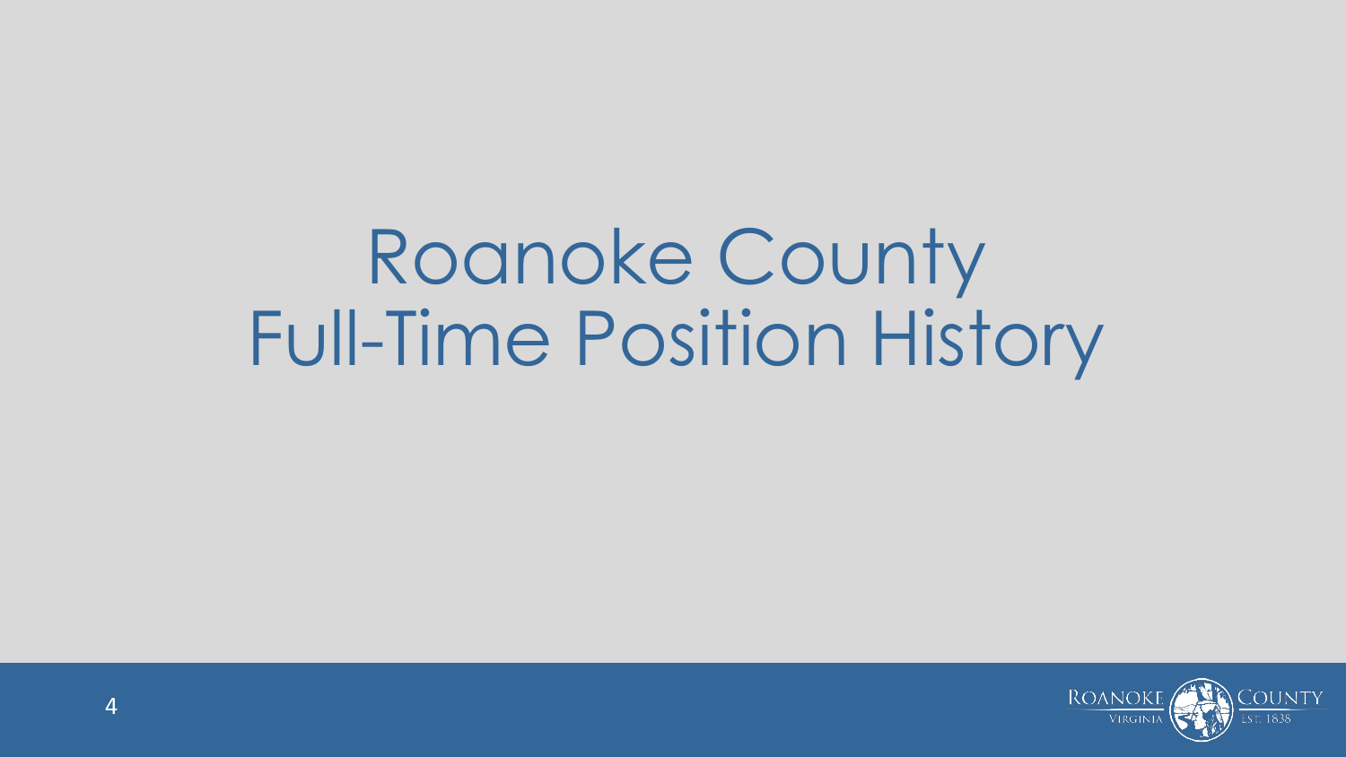# Roanoke County Full-Time Position History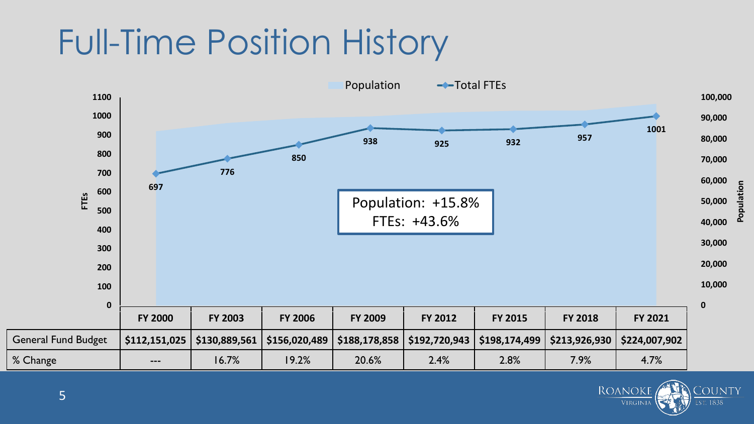# Full-Time Position History

Population: +15.8%
FTEs: +43.6%

| | FY 2000 | FY 2003 | FY 2006 | FY 2009 | FY 2012 | FY 2015 | FY 2018 | FY 2021 |
|---|---|---|---|---|---|---|---|---|
| Total FTEs | 697 | 776 | 850 | 938 | 925 | 932 | 957 | 1001 |
| General Fund Budget | $112,151,025 | $130,889,561 | $156,020,489 | $188,178,858 | $192,720,943 | $198,174,499 | $213,926,930 | $224,007,902 |
| % Change | --- | 16.7% | 19.2% | 20.6% | 2.4% | 2.8% | 7.9% | 4.7% |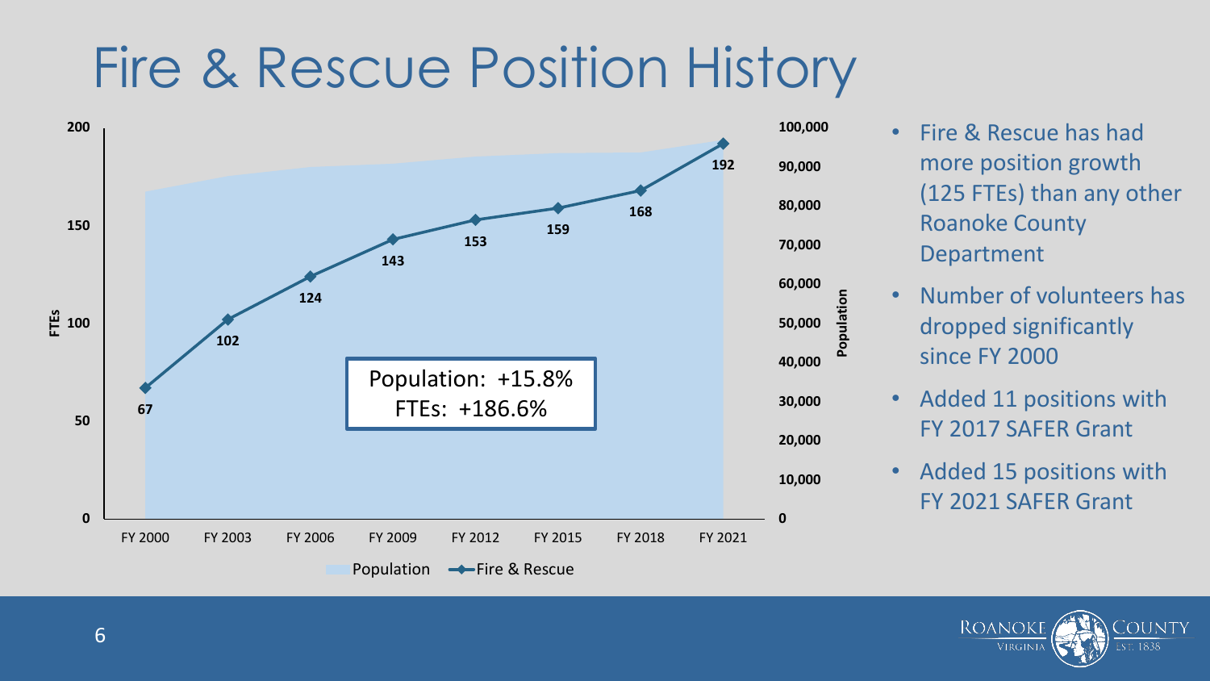# Fire & Rescue Position History

| | FY 2000 | FY 2003 | FY 2006 | FY 2009 | FY 2012 | FY 2015 | FY 2018 | FY 2021 |
|---|---|---|---|---|---|---|---|---|
| Fire & Rescue (FTEs) | 67 | 102 | 124 | 143 | 153 | 159 | 168 | 192 |

Population: +15.8%
FTEs: +186.6%

- Fire & Rescue has had more position growth (125 FTEs) than any other Roanoke County Department
- Number of volunteers has dropped significantly since FY 2000
- Added 11 positions with FY 2017 SAFER Grant
- Added 15 positions with FY 2021 SAFER Grant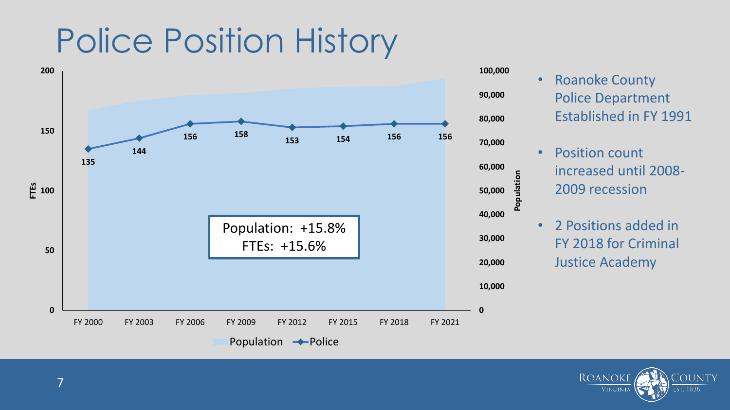# Police Position History

| | FY 2000 | FY 2003 | FY 2006 | FY 2009 | FY 2012 | FY 2015 | FY 2018 | FY 2021 |
|---|---|---|---|---|---|---|---|---|
| Police (FTEs) | 135 | 144 | 156 | 158 | 153 | 154 | 156 | 156 |

Population: +15.8%
FTEs: +15.6%

- Roanoke County Police Department Established in FY 1991
- Position count increased until 2008-2009 recession
- 2 Positions added in FY 2018 for Criminal Justice Academy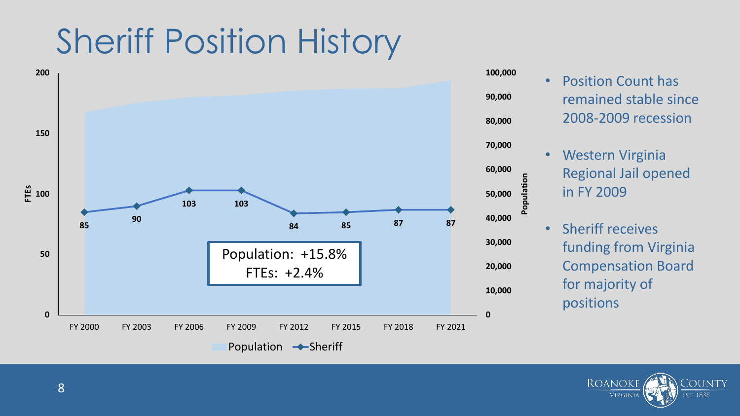# Sheriff Position History

| | FY 2000 | FY 2003 | FY 2006 | FY 2009 | FY 2012 | FY 2015 | FY 2018 | FY 2021 |
|---|---|---|---|---|---|---|---|---|
| Sheriff (FTEs) | 85 | 90 | 103 | 103 | 84 | 85 | 87 | 87 |

Population: +15.8%
FTEs: +2.4%

- Position Count has remained stable since 2008-2009 recession
- Western Virginia Regional Jail opened in FY 2009
- Sheriff receives funding from Virginia Compensation Board for majority of positions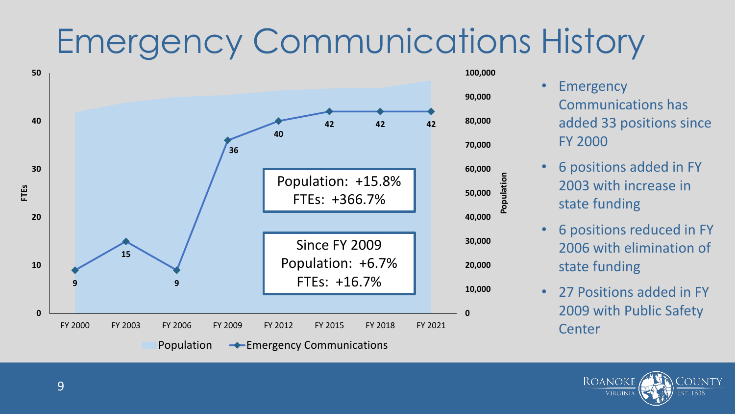# Emergency Communications History

| | FY 2000 | FY 2003 | FY 2006 | FY 2009 | FY 2012 | FY 2015 | FY 2018 | FY 2021 |
|---|---|---|---|---|---|---|---|---|
| Emergency Communications (FTEs) | 9 | 15 | 9 | 36 | 40 | 42 | 42 | 42 |

Population: +15.8%
FTEs: +366.7%

Since FY 2009
Population: +6.7%
FTEs: +16.7%

- Emergency Communications has added 33 positions since FY 2000
- 6 positions added in FY 2003 with increase in state funding
- 6 positions reduced in FY 2006 with elimination of state funding
- 27 Positions added in FY 2009 with Public Safety Center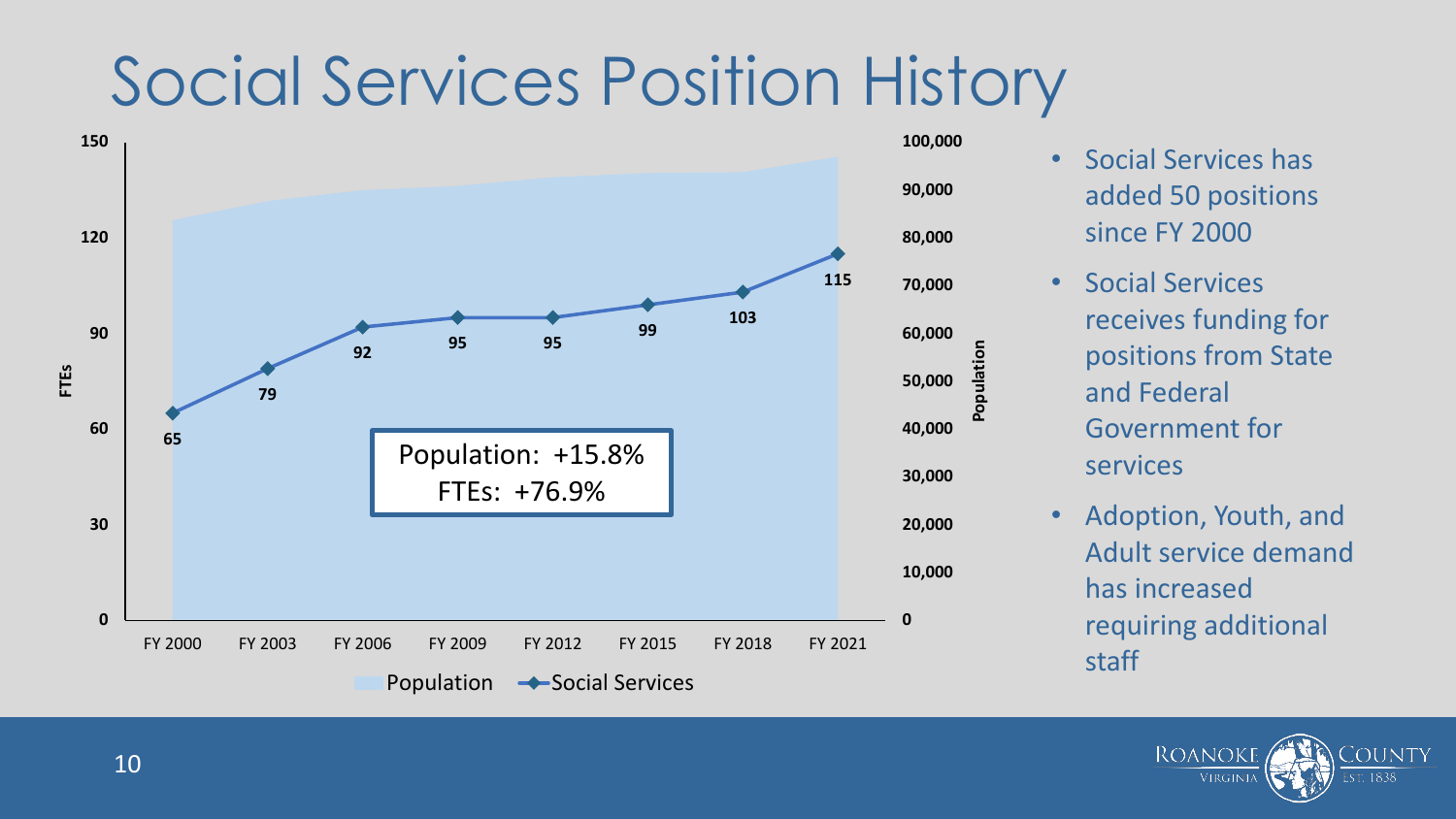# Social Services Position History

| | FY 2000 | FY 2003 | FY 2006 | FY 2009 | FY 2012 | FY 2015 | FY 2018 | FY 2021 |
|---|---|---|---|---|---|---|---|---|
| Social Services (FTEs) | 65 | 79 | 92 | 95 | 95 | 99 | 103 | 115 |

Population: +15.8%
FTEs: +76.9%

- Social Services has added 50 positions since FY 2000
- Social Services receives funding for positions from State and Federal Government for services
- Adoption, Youth, and Adult service demand has increased requiring additional staff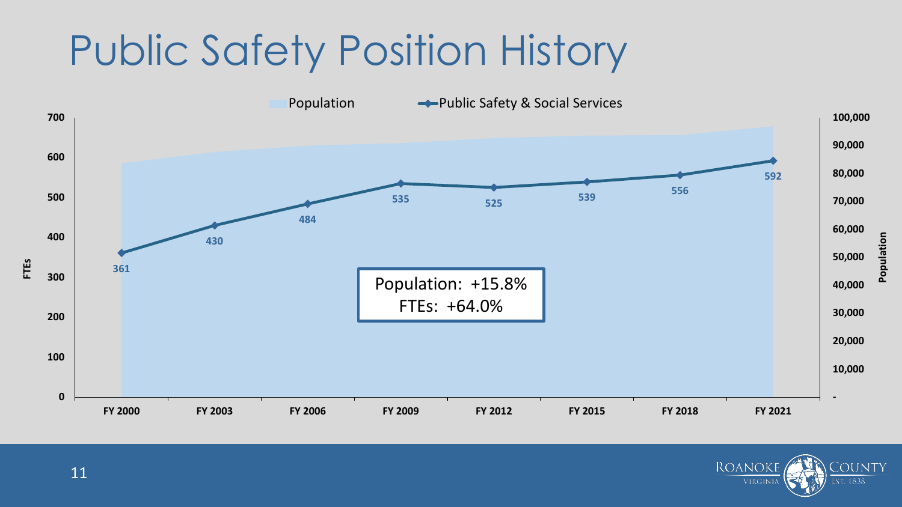# Public Safety Position History

Population | Public Safety & Social Services

| | FY 2000 | FY 2003 | FY 2006 | FY 2009 | FY 2012 | FY 2015 | FY 2018 | FY 2021 |
|---|---|---|---|---|---|---|---|---|
| Public Safety & Social Services (FTEs) | 361 | 430 | 484 | 535 | 525 | 539 | 556 | 592 |

Population: +15.8%
FTEs: +64.0%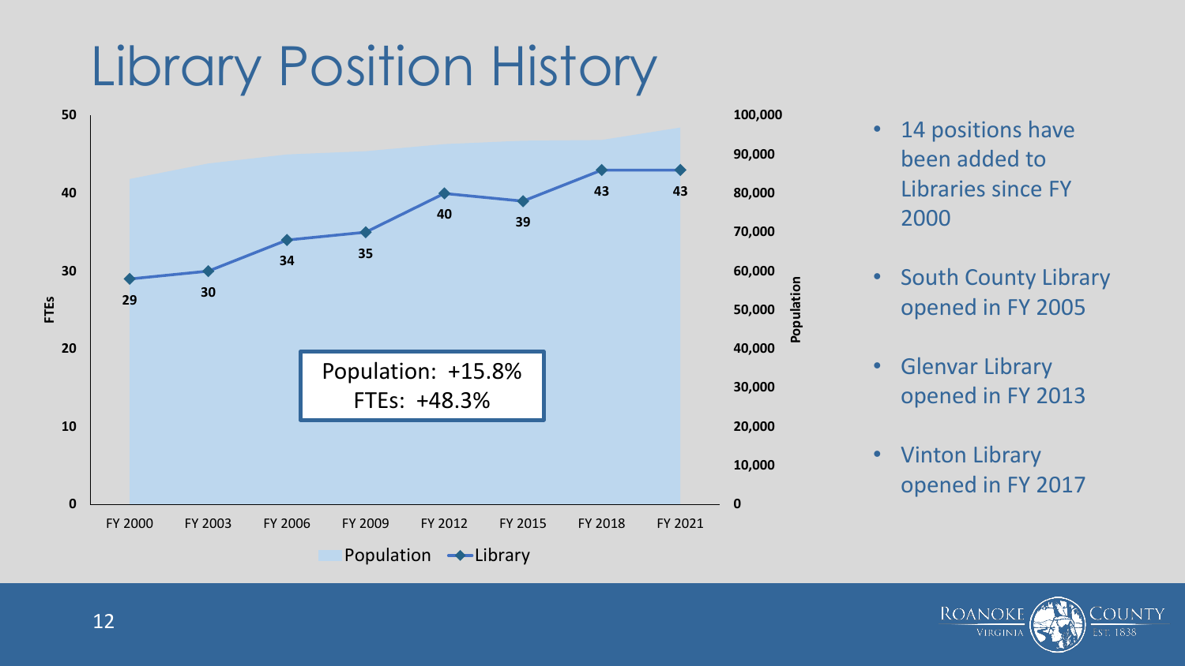# Library Position History

| | FY 2000 | FY 2003 | FY 2006 | FY 2009 | FY 2012 | FY 2015 | FY 2018 | FY 2021 |
|---|---|---|---|---|---|---|---|---|
| Library (FTEs) | 29 | 30 | 34 | 35 | 40 | 39 | 43 | 43 |

Population: +15.8%
FTEs: +48.3%

- 14 positions have been added to Libraries since FY 2000
- South County Library opened in FY 2005
- Glenvar Library opened in FY 2013
- Vinton Library opened in FY 2017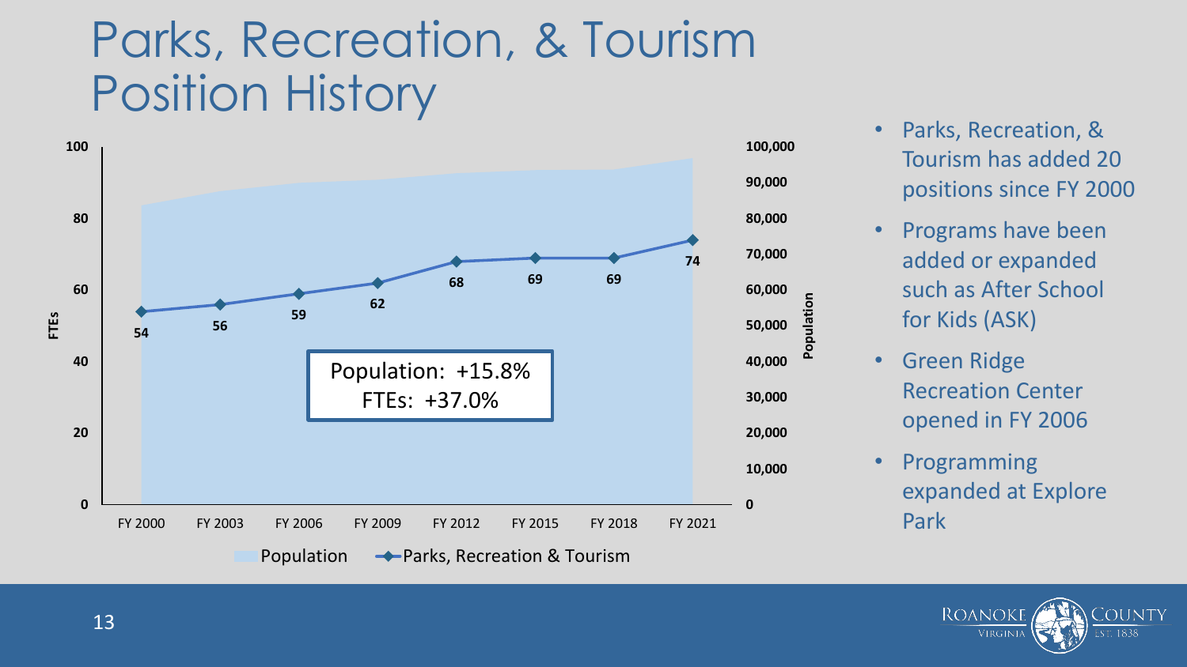# Parks, Recreation, & Tourism Position History

| | FY 2000 | FY 2003 | FY 2006 | FY 2009 | FY 2012 | FY 2015 | FY 2018 | FY 2021 |
|---|---|---|---|---|---|---|---|---|
| Parks, Recreation & Tourism (FTEs) | 54 | 56 | 59 | 62 | 68 | 69 | 69 | 74 |

Population: +15.8%
FTEs: +37.0%

- Parks, Recreation, & Tourism has added 20 positions since FY 2000
- Programs have been added or expanded such as After School for Kids (ASK)
- Green Ridge Recreation Center opened in FY 2006
- Programming expanded at Explore Park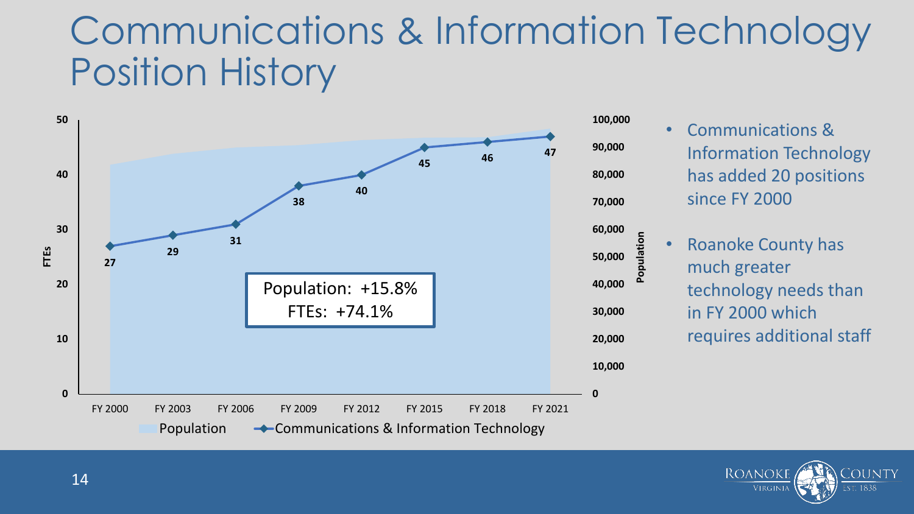# Communications & Information Technology Position History

| | FY 2000 | FY 2003 | FY 2006 | FY 2009 | FY 2012 | FY 2015 | FY 2018 | FY 2021 |
|---|---|---|---|---|---|---|---|---|
| Communications & Information Technology (FTEs) | 27 | 29 | 31 | 38 | 40 | 45 | 46 | 47 |

Population: +15.8%
FTEs: +74.1%

- Communications & Information Technology has added 20 positions since FY 2000
- Roanoke County has much greater technology needs than in FY 2000 which requires additional staff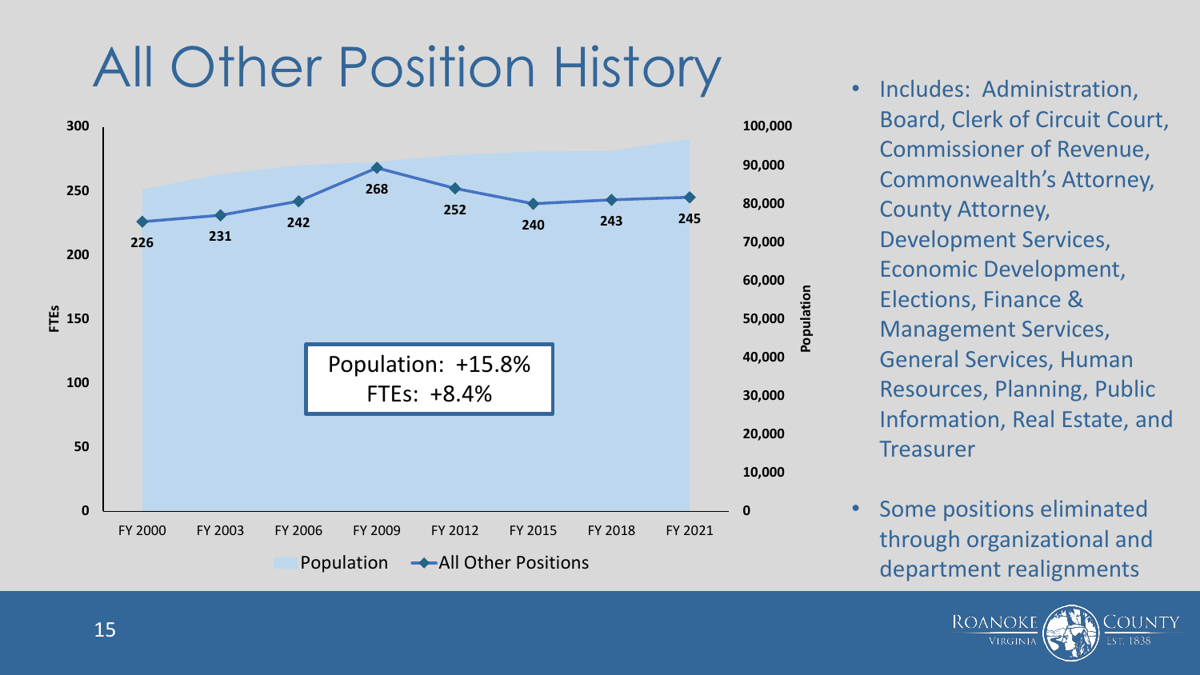# All Other Position History

| | FY 2000 | FY 2003 | FY 2006 | FY 2009 | FY 2012 | FY 2015 | FY 2018 | FY 2021 |
|---|---|---|---|---|---|---|---|---|
| All Other Positions (FTEs) | 226 | 231 | 242 | 268 | 252 | 240 | 243 | 245 |

Population: +15.8%
FTEs: +8.4%

- Includes: Administration, Board, Clerk of Circuit Court, Commissioner of Revenue, Commonwealth's Attorney, County Attorney, Development Services, Economic Development, Elections, Finance & Management Services, General Services, Human Resources, Planning, Public Information, Real Estate, and Treasurer
- Some positions eliminated through organizational and department realignments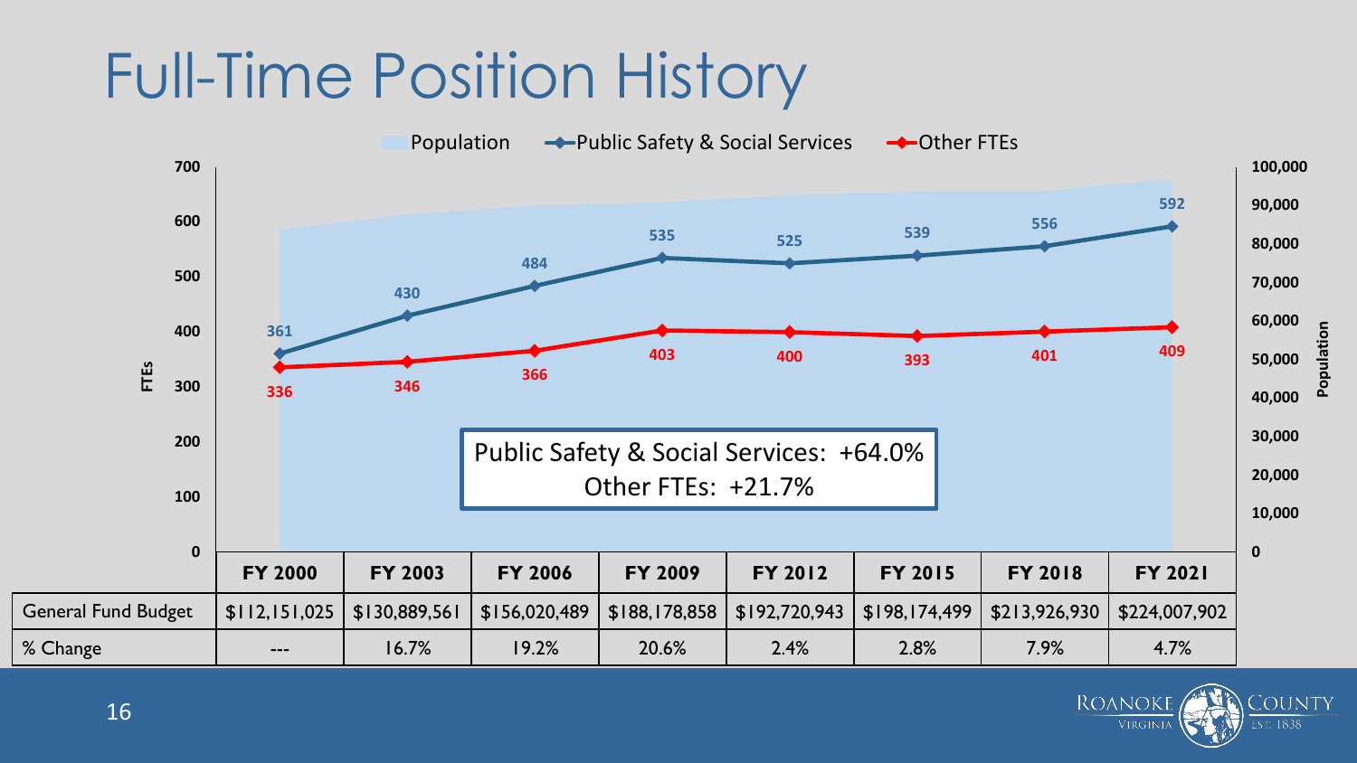# Full-Time Position History

Population | Public Safety & Social Services | Other FTEs

Public Safety & Social Services: +64.0%
Other FTEs: +21.7%

| | FY 2000 | FY 2003 | FY 2006 | FY 2009 | FY 2012 | FY 2015 | FY 2018 | FY 2021 |
|---|---|---|---|---|---|---|---|---|
| Public Safety & Social Services | 361 | 430 | 484 | 535 | 525 | 539 | 556 | 592 |
| Other FTEs | 336 | 346 | 366 | 403 | 400 | 393 | 401 | 409 |
| General Fund Budget | $112,151,025 | $130,889,561 | $156,020,489 | $188,178,858 | $192,720,943 | $198,174,499 | $213,926,930 | $224,007,902 |
| % Change | --- | 16.7% | 19.2% | 20.6% | 2.4% | 2.8% | 7.9% | 4.7% |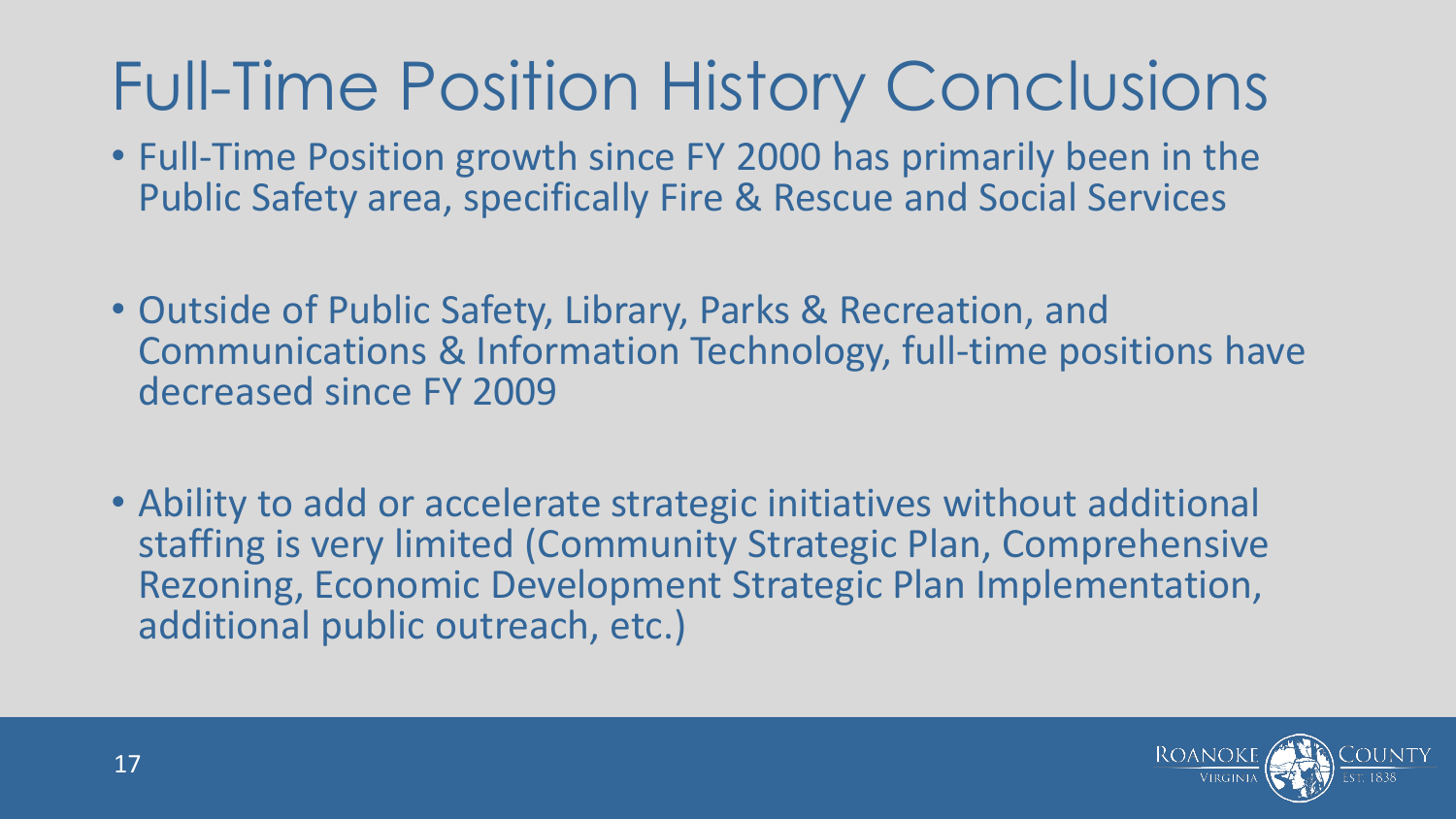# Full-Time Position History Conclusions

- Full-Time Position growth since FY 2000 has primarily been in the Public Safety area, specifically Fire & Rescue and Social Services
- Outside of Public Safety, Library, Parks & Recreation, and Communications & Information Technology, full-time positions have decreased since FY 2009
- Ability to add or accelerate strategic initiatives without additional staffing is very limited (Community Strategic Plan, Comprehensive Rezoning, Economic Development Strategic Plan Implementation, additional public outreach, etc.)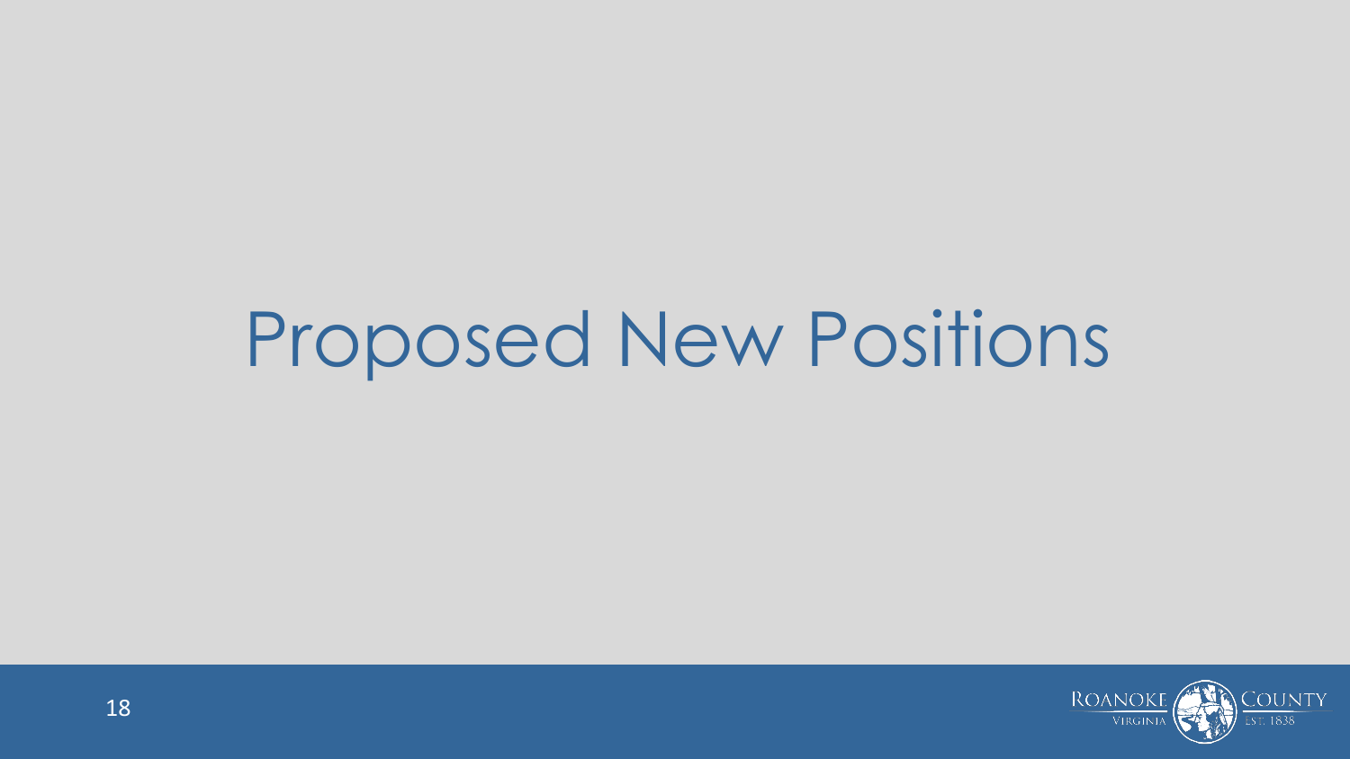# Proposed New Positions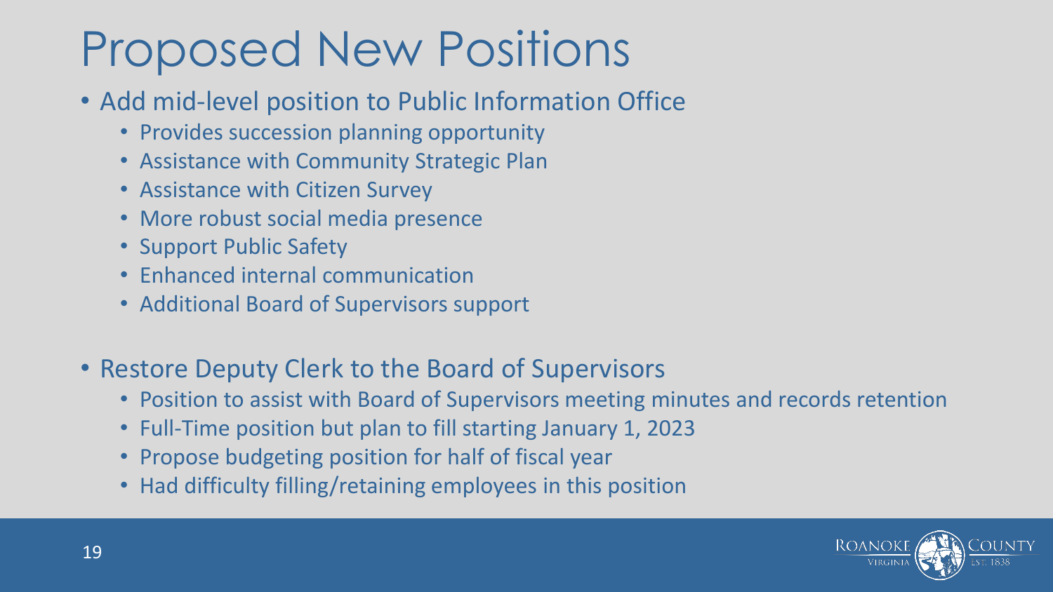# Proposed New Positions

- Add mid-level position to Public Information Office
  - Provides succession planning opportunity
  - Assistance with Community Strategic Plan
  - Assistance with Citizen Survey
  - More robust social media presence
  - Support Public Safety
  - Enhanced internal communication
  - Additional Board of Supervisors support

- Restore Deputy Clerk to the Board of Supervisors
  - Position to assist with Board of Supervisors meeting minutes and records retention
  - Full-Time position but plan to fill starting January 1, 2023
  - Propose budgeting position for half of fiscal year
  - Had difficulty filling/retaining employees in this position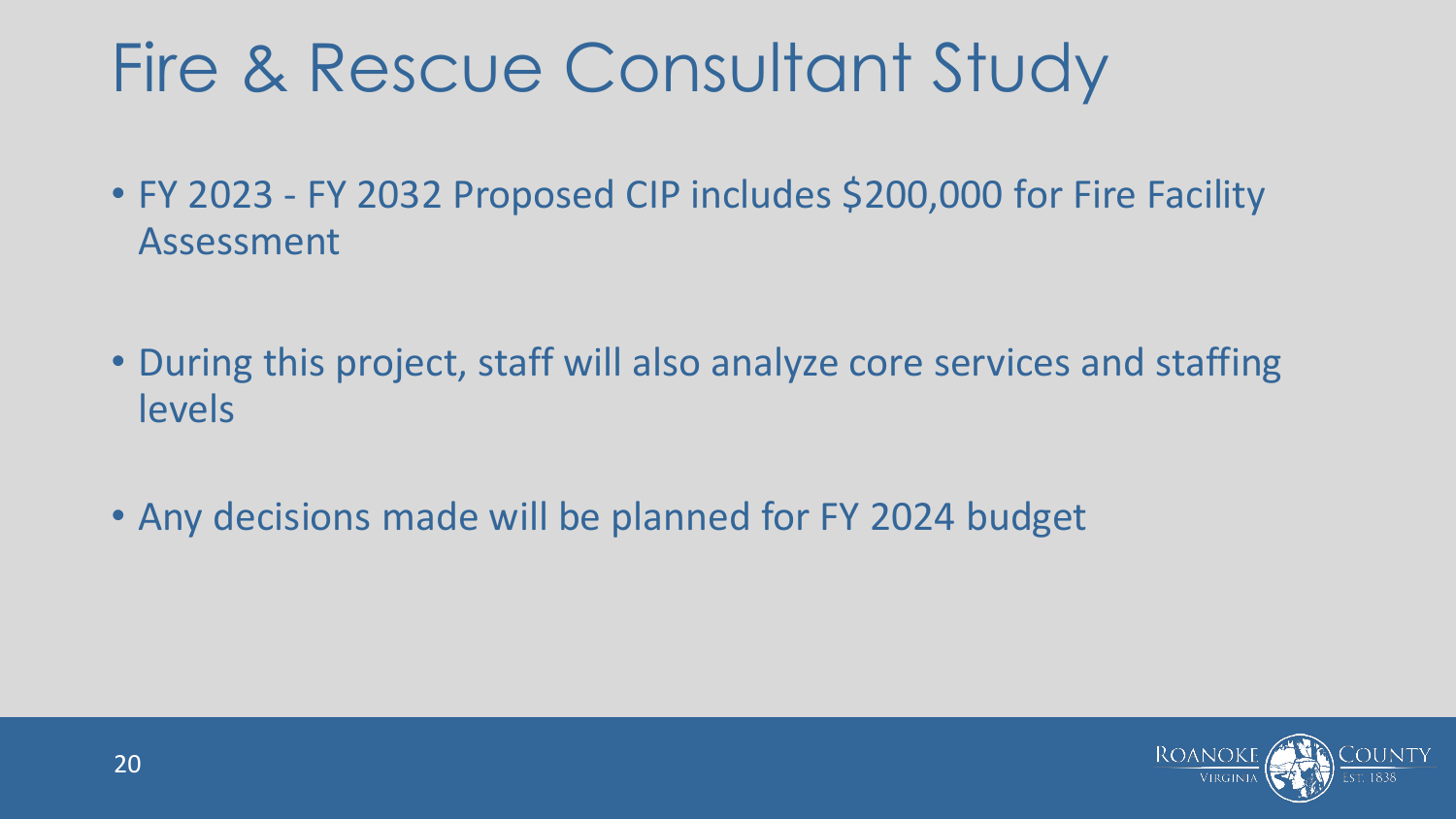# Fire & Rescue Consultant Study

- FY 2023 - FY 2032 Proposed CIP includes $200,000 for Fire Facility Assessment
- During this project, staff will also analyze core services and staffing levels
- Any decisions made will be planned for FY 2024 budget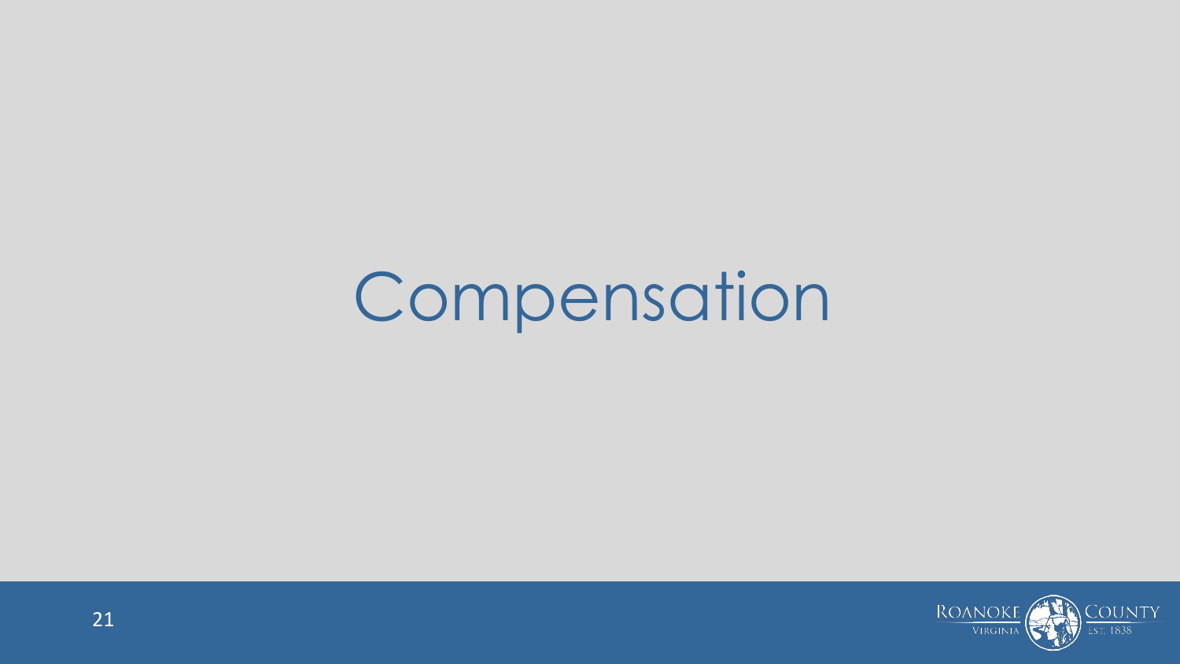# Compensation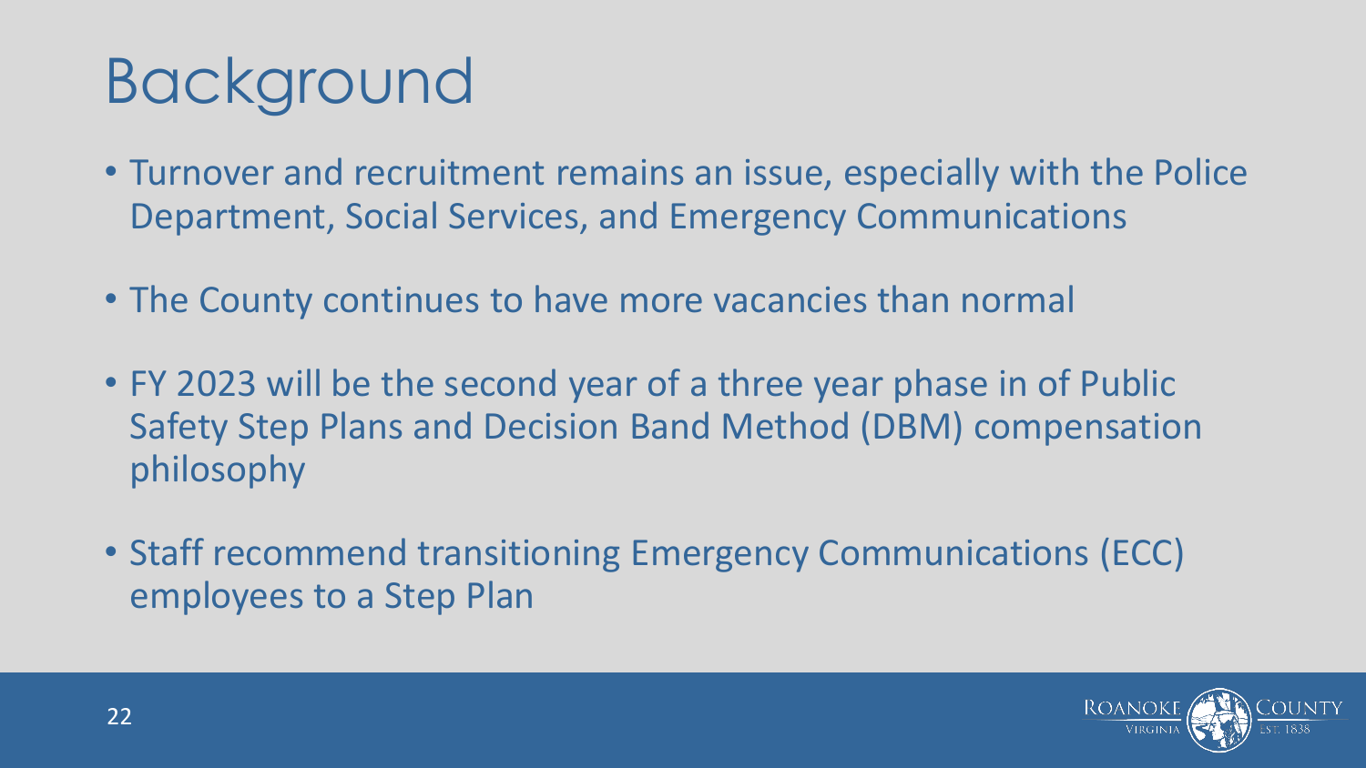# Background

- Turnover and recruitment remains an issue, especially with the Police Department, Social Services, and Emergency Communications
- The County continues to have more vacancies than normal
- FY 2023 will be the second year of a three year phase in of Public Safety Step Plans and Decision Band Method (DBM) compensation philosophy
- Staff recommend transitioning Emergency Communications (ECC) employees to a Step Plan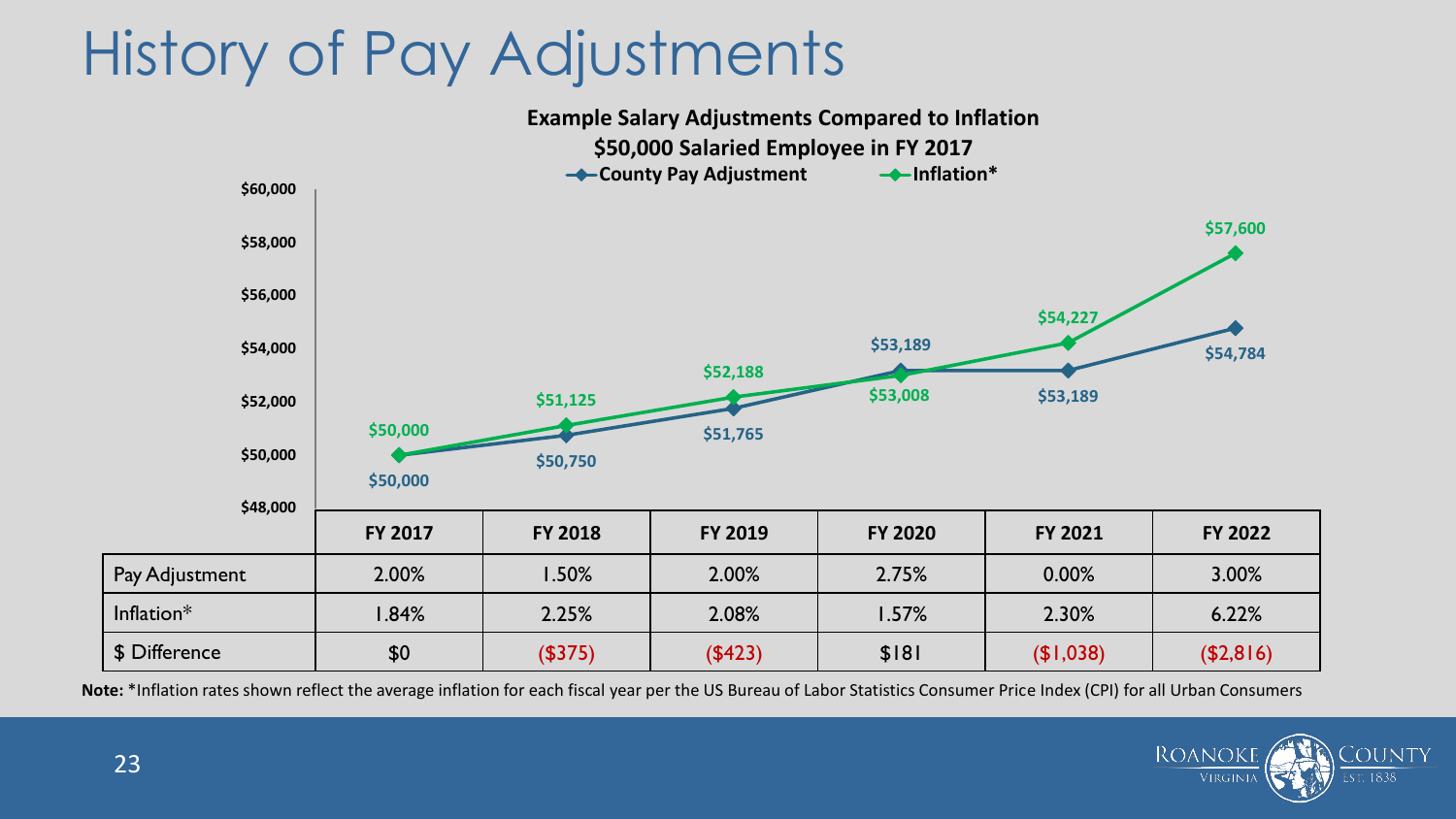# History of Pay Adjustments

**Example Salary Adjustments Compared to Inflation**
**$50,000 Salaried Employee in FY 2017**

| | FY 2017 | FY 2018 | FY 2019 | FY 2020 | FY 2021 | FY 2022 |
|---|---|---|---|---|---|---|
| County Pay Adjustment | $50,000 | $50,750 | $51,765 | $53,189 | $53,189 | $54,784 |
| Inflation* | $50,000 | $51,125 | $52,188 | $53,008 | $54,227 | $57,600 |
| Pay Adjustment | 2.00% | 1.50% | 2.00% | 2.75% | 0.00% | 3.00% |
| Inflation* | 1.84% | 2.25% | 2.08% | 1.57% | 2.30% | 6.22% |
| $ Difference | $0 | ($375) | ($423) | $181 | ($1,038) | ($2,816) |

**Note:** *Inflation rates shown reflect the average inflation for each fiscal year per the US Bureau of Labor Statistics Consumer Price Index (CPI) for all Urban Consumers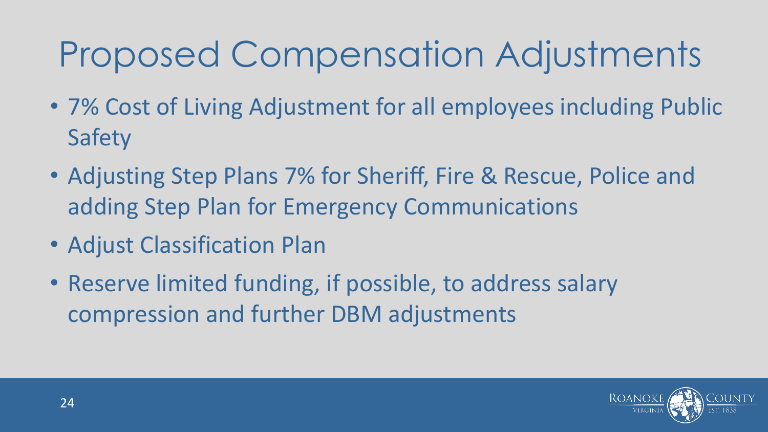# Proposed Compensation Adjustments

- 7% Cost of Living Adjustment for all employees including Public Safety
- Adjusting Step Plans 7% for Sheriff, Fire & Rescue, Police and adding Step Plan for Emergency Communications
- Adjust Classification Plan
- Reserve limited funding, if possible, to address salary compression and further DBM adjustments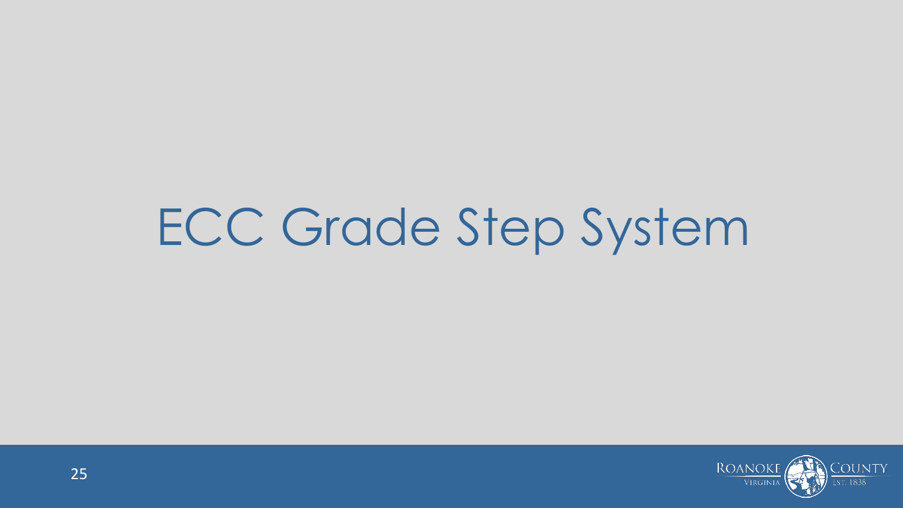# ECC Grade Step System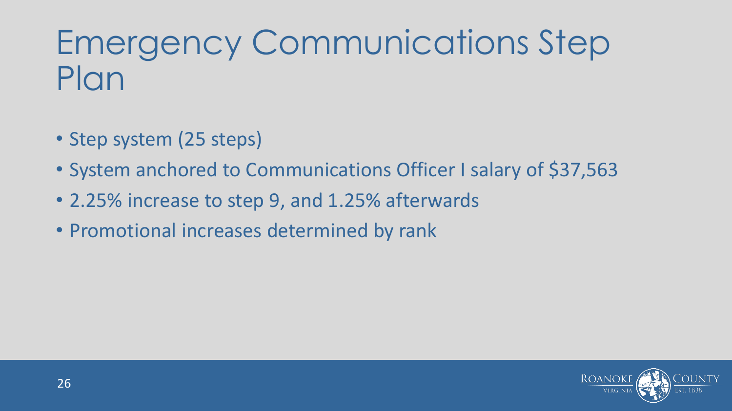# Emergency Communications Step Plan

- Step system (25 steps)
- System anchored to Communications Officer I salary of $37,563
- 2.25% increase to step 9, and 1.25% afterwards
- Promotional increases determined by rank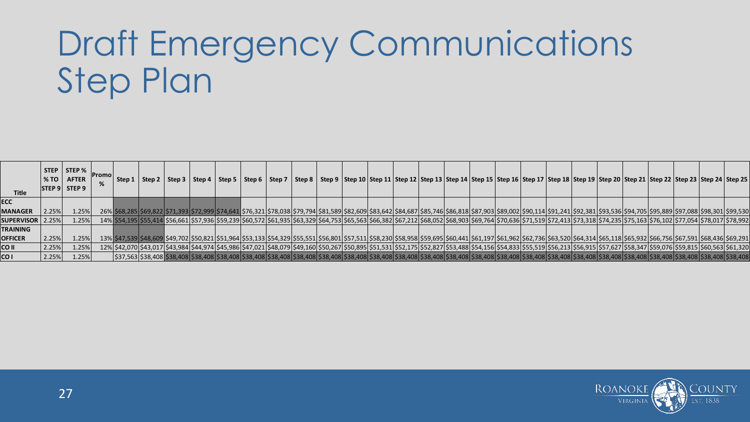# Draft Emergency Communications Step Plan

| Title | STEP % TO STEP 9 | STEP % AFTER STEP 9 | Promo % | Step 1 | Step 2 | Step 3 | Step 4 | Step 5 | Step 6 | Step 7 | Step 8 | Step 9 | Step 10 | Step 11 | Step 12 | Step 13 | Step 14 | Step 15 | Step 16 | Step 17 | Step 18 | Step 19 | Step 20 | Step 21 | Step 22 | Step 23 | Step 24 | Step 25 |
|---|---|---|---|---|---|---|---|---|---|---|---|---|---|---|---|---|---|---|---|---|---|---|---|---|---|---|---|---|
| ECC MANAGER | 2.25% | 1.25% | 26% | $68,285 | $69,822 | $71,393 | $72,999 | $74,641 | $76,321 | $78,038 | $79,794 | $81,589 | $82,609 | $83,642 | $84,687 | $85,746 | $86,818 | $87,903 | $89,002 | $90,114 | $91,241 | $92,381 | $93,536 | $94,705 | $95,889 | $97,088 | $98,301 | $99,530 |
| SUPERVISOR | 2.25% | 1.25% | 14% | $54,195 | $55,414 | $56,661 | $57,936 | $59,239 | $60,572 | $61,935 | $63,329 | $64,753 | $65,563 | $66,382 | $67,212 | $68,052 | $68,903 | $69,764 | $70,636 | $71,519 | $72,413 | $73,318 | $74,235 | $75,163 | $76,102 | $77,054 | $78,017 | $78,992 |
| TRAINING OFFICER | 2.25% | 1.25% | 13% | $47,539 | $48,609 | $49,702 | $50,821 | $51,964 | $53,133 | $54,329 | $55,551 | $56,801 | $57,511 | $58,230 | $58,958 | $59,695 | $60,441 | $61,197 | $61,962 | $62,736 | $63,520 | $64,314 | $65,118 | $65,932 | $66,756 | $67,591 | $68,436 | $69,291 |
| CO II | 2.25% | 1.25% | 12% | $42,070 | $43,017 | $43,984 | $44,974 | $45,986 | $47,021 | $48,079 | $49,160 | $50,267 | $50,895 | $51,531 | $52,175 | $52,827 | $53,488 | $54,156 | $54,833 | $55,519 | $56,213 | $56,915 | $57,627 | $58,347 | $59,076 | $59,815 | $60,563 | $61,320 |
| CO I | 2.25% | 1.25% | | $37,563 | $38,408 | $38,408 | $38,408 | $38,408 | $38,408 | $38,408 | $38,408 | $38,408 | $38,408 | $38,408 | $38,408 | $38,408 | $38,408 | $38,408 | $38,408 | $38,408 | $38,408 | $38,408 | $38,408 | $38,408 | $38,408 | $38,408 | $38,408 | $38,408 |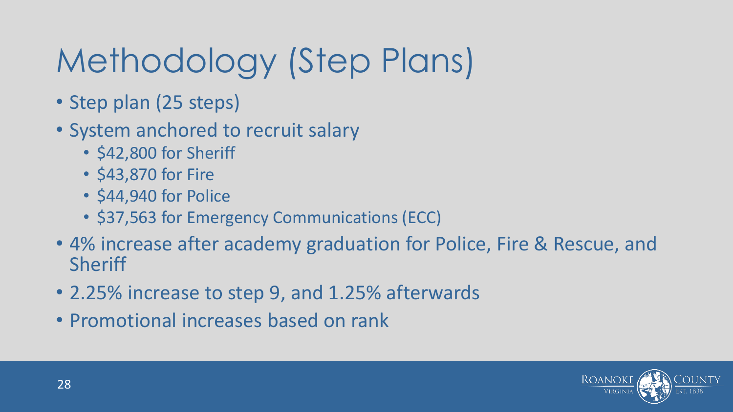# Methodology (Step Plans)

- Step plan (25 steps)
- System anchored to recruit salary
  - $42,800 for Sheriff
  - $43,870 for Fire
  - $44,940 for Police
  - $37,563 for Emergency Communications (ECC)
- 4% increase after academy graduation for Police, Fire & Rescue, and Sheriff
- 2.25% increase to step 9, and 1.25% afterwards
- Promotional increases based on rank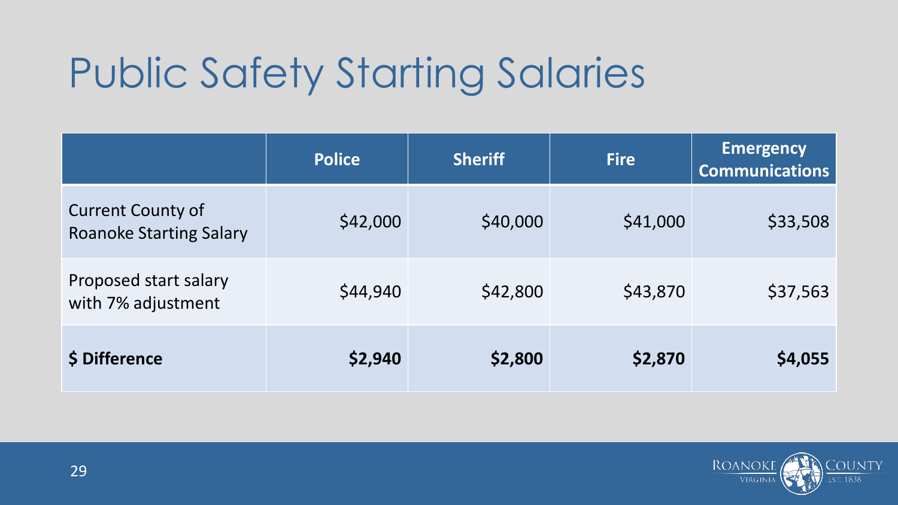# Public Safety Starting Salaries

| | Police | Sheriff | Fire | Emergency Communications |
|---|---|---|---|---|
| Current County of Roanoke Starting Salary | $42,000 | $40,000 | $41,000 | $33,508 |
| Proposed start salary with 7% adjustment | $44,940 | $42,800 | $43,870 | $37,563 |
| **$ Difference** | **$2,940** | **$2,800** | **$2,870** | **$4,055** |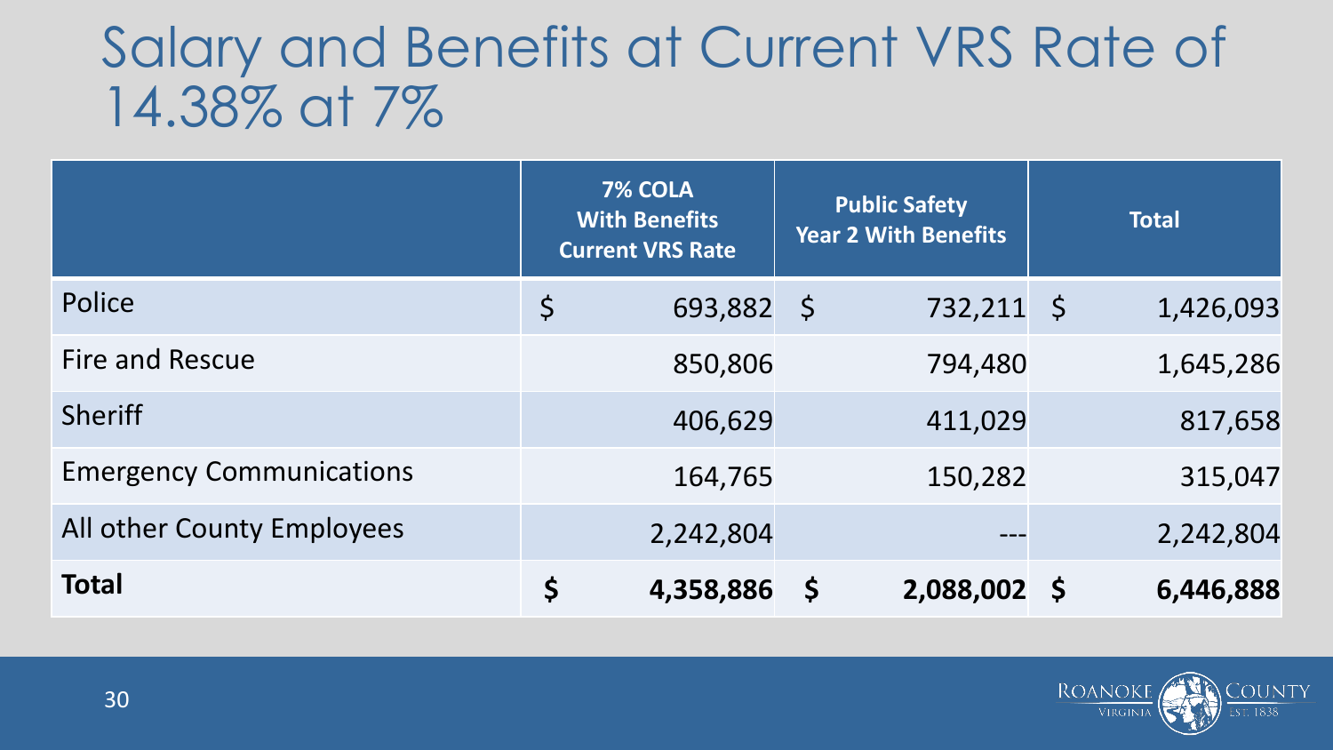# Salary and Benefits at Current VRS Rate of 14.38% at 7%

| | 7% COLA With Benefits Current VRS Rate | Public Safety Year 2 With Benefits | Total |
|---|---|---|---|
| Police | $ 693,882 | $ 732,211 | $ 1,426,093 |
| Fire and Rescue | 850,806 | 794,480 | 1,645,286 |
| Sheriff | 406,629 | 411,029 | 817,658 |
| Emergency Communications | 164,765 | 150,282 | 315,047 |
| All other County Employees | 2,242,804 | --- | 2,242,804 |
| **Total** | **$ 4,358,886** | **$ 2,088,002** | **$ 6,446,888** |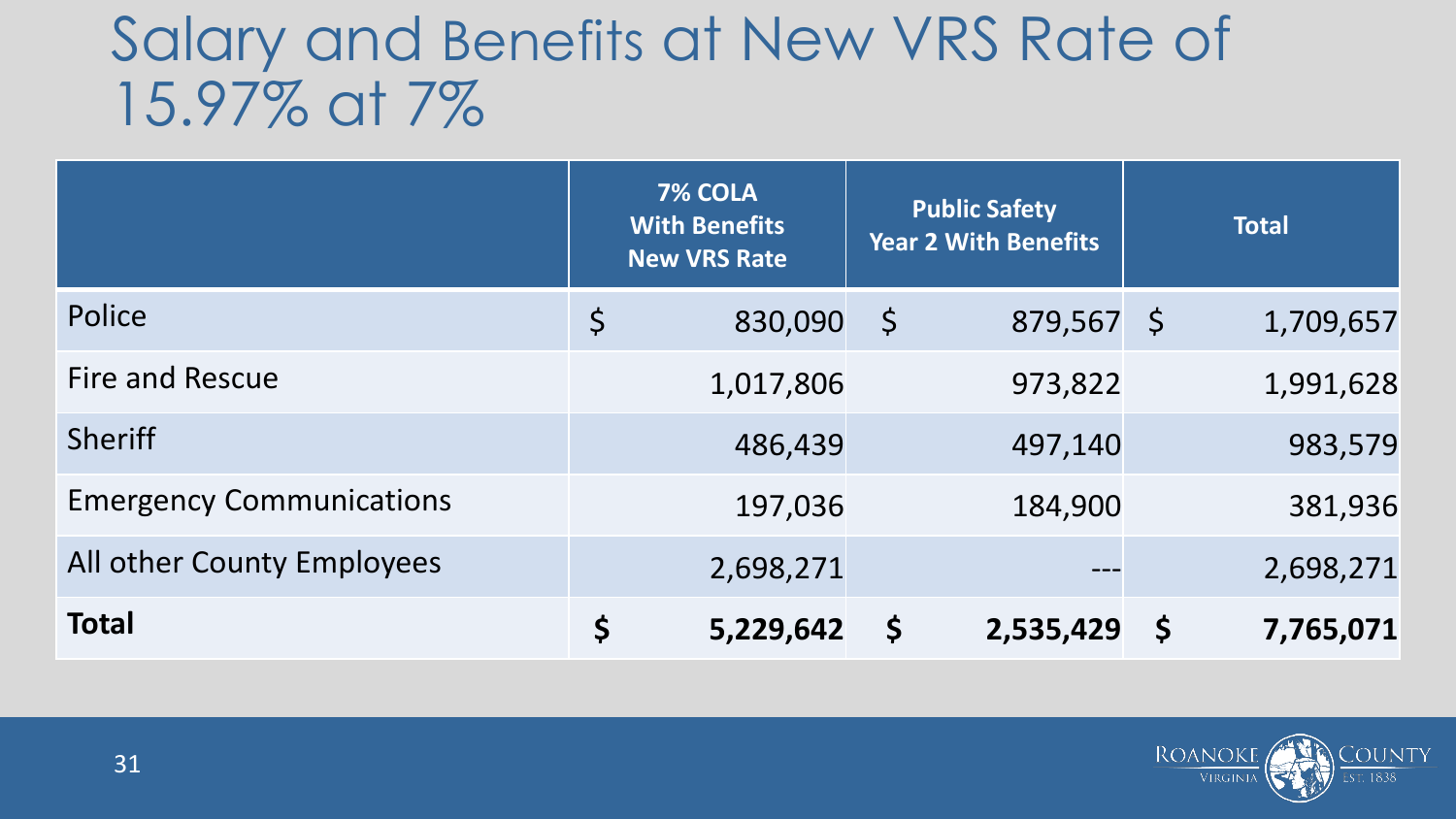# Salary and Benefits at New VRS Rate of 15.97% at 7%

| | 7% COLA With Benefits New VRS Rate | Public Safety Year 2 With Benefits | Total |
|---|---|---|---|
| Police | $ 830,090 | $ 879,567 | $ 1,709,657 |
| Fire and Rescue | 1,017,806 | 973,822 | 1,991,628 |
| Sheriff | 486,439 | 497,140 | 983,579 |
| Emergency Communications | 197,036 | 184,900 | 381,936 |
| All other County Employees | 2,698,271 | --- | 2,698,271 |
| **Total** | **$ 5,229,642** | **$ 2,535,429** | **$ 7,765,071** |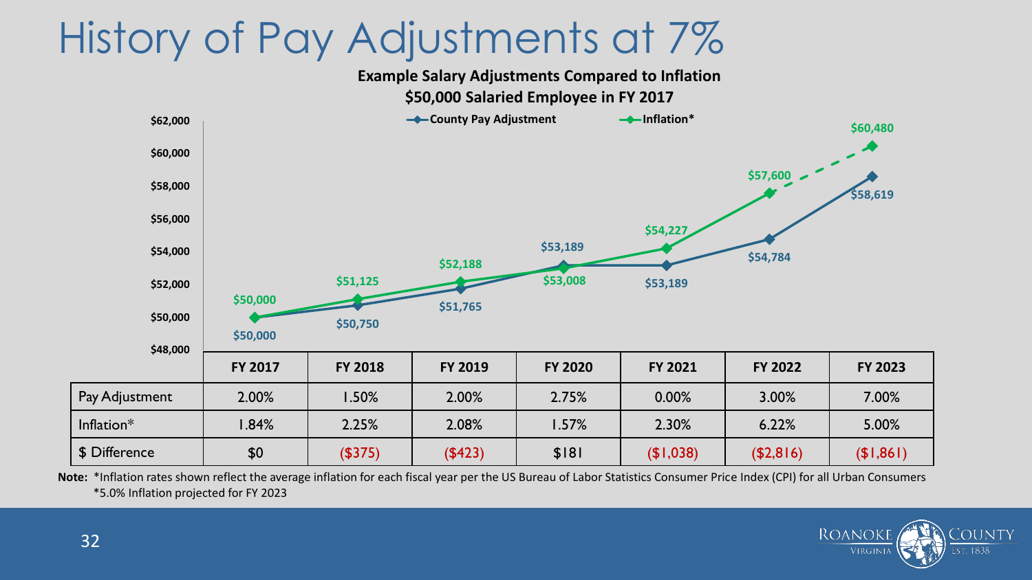# History of Pay Adjustments at 7%

**Example Salary Adjustments Compared to Inflation**
**$50,000 Salaried Employee in FY 2017**

| | FY 2017 | FY 2018 | FY 2019 | FY 2020 | FY 2021 | FY 2022 | FY 2023 |
|---|---|---|---|---|---|---|---|
| County Pay Adjustment | $50,000 | $50,750 | $51,765 | $53,189 | $53,189 | $54,784 | $58,619 |
| Inflation* | $50,000 | $51,125 | $52,188 | $53,008 | $54,227 | $57,600 | $60,480 |
| Pay Adjustment | 2.00% | 1.50% | 2.00% | 2.75% | 0.00% | 3.00% | 7.00% |
| Inflation* | 1.84% | 2.25% | 2.08% | 1.57% | 2.30% | 6.22% | 5.00% |
| $ Difference | $0 | ($375) | ($423) | $181 | ($1,038) | ($2,816) | ($1,861) |

**Note:** *Inflation rates shown reflect the average inflation for each fiscal year per the US Bureau of Labor Statistics Consumer Price Index (CPI) for all Urban Consumers
*5.0% Inflation projected for FY 2023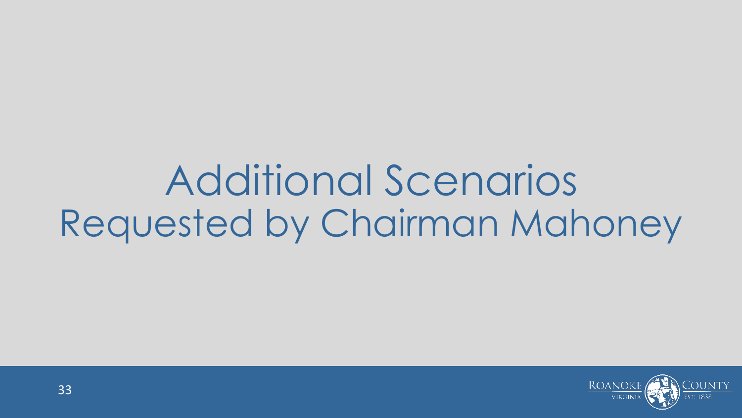# Additional Scenarios
## Requested by Chairman Mahoney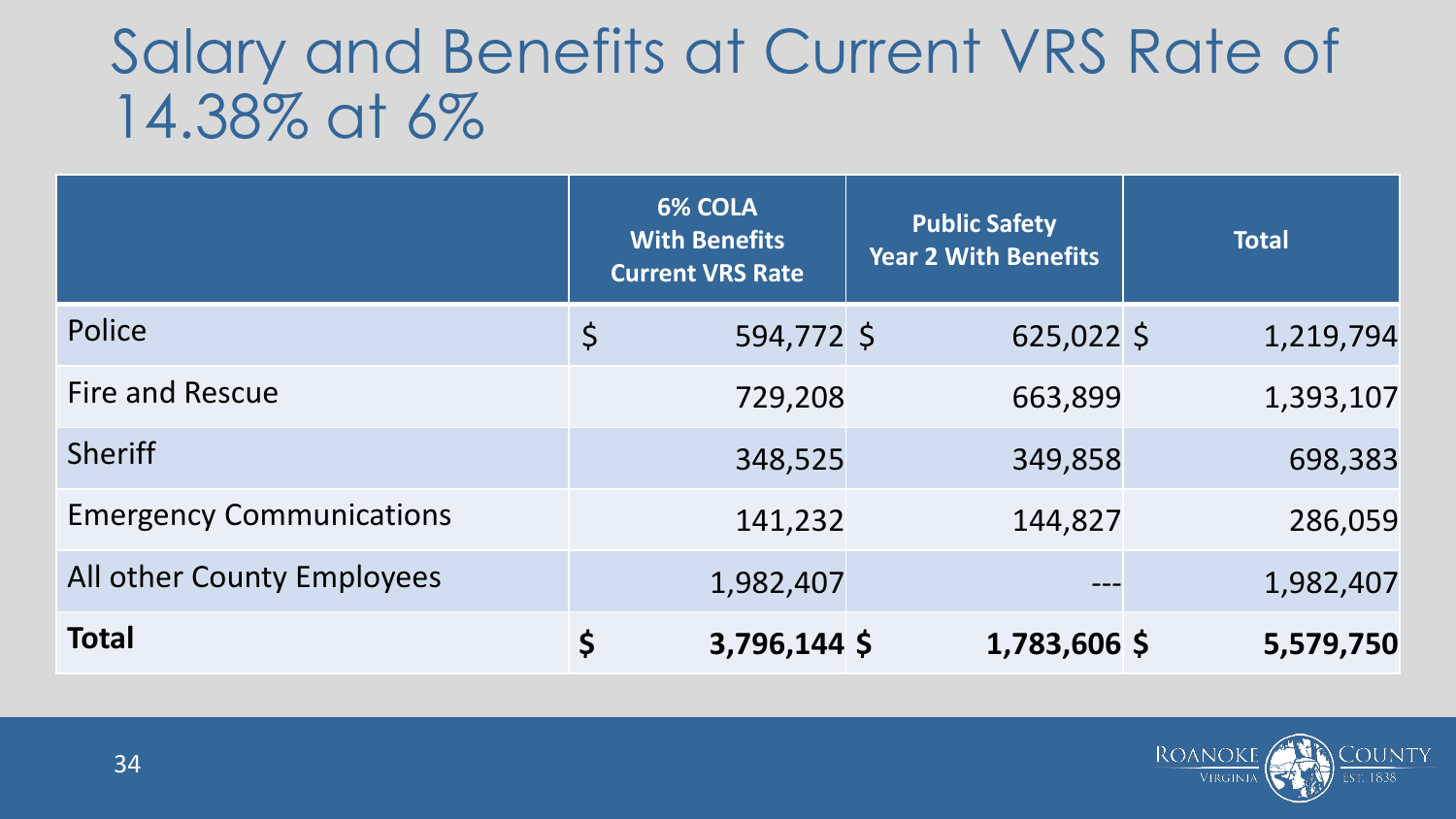# Salary and Benefits at Current VRS Rate of 14.38% at 6%

| | 6% COLA With Benefits Current VRS Rate | Public Safety Year 2 With Benefits | Total |
|---|---|---|---|
| Police | $ 594,772 | $ 625,022 | $ 1,219,794 |
| Fire and Rescue | 729,208 | 663,899 | 1,393,107 |
| Sheriff | 348,525 | 349,858 | 698,383 |
| Emergency Communications | 141,232 | 144,827 | 286,059 |
| All other County Employees | 1,982,407 | --- | 1,982,407 |
| **Total** | **$ 3,796,144** | **$ 1,783,606** | **$ 5,579,750** |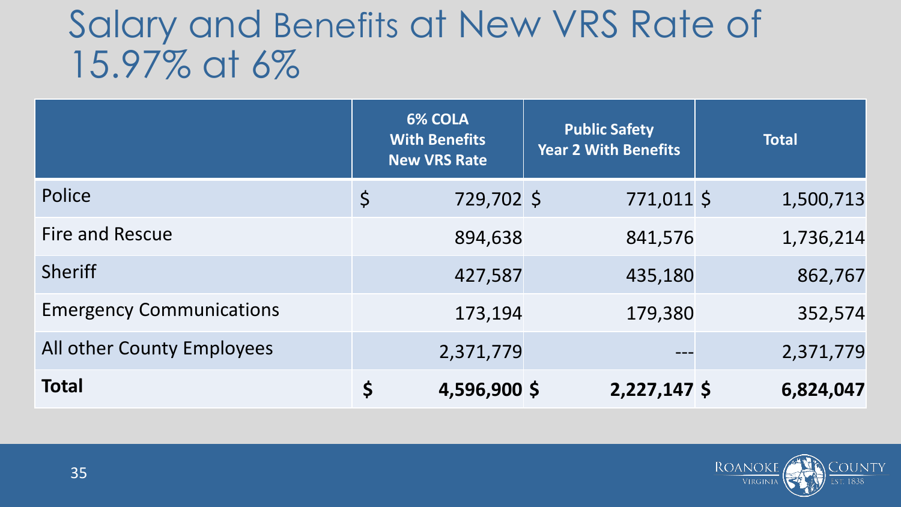# Salary and Benefits at New VRS Rate of 15.97% at 6%

| | 6% COLA With Benefits New VRS Rate | Public Safety Year 2 With Benefits | Total |
|---|---|---|---|
| Police | $ 729,702 | $ 771,011 | $ 1,500,713 |
| Fire and Rescue | 894,638 | 841,576 | 1,736,214 |
| Sheriff | 427,587 | 435,180 | 862,767 |
| Emergency Communications | 173,194 | 179,380 | 352,574 |
| All other County Employees | 2,371,779 | --- | 2,371,779 |
| **Total** | **$ 4,596,900** | **$ 2,227,147** | **$ 6,824,047** |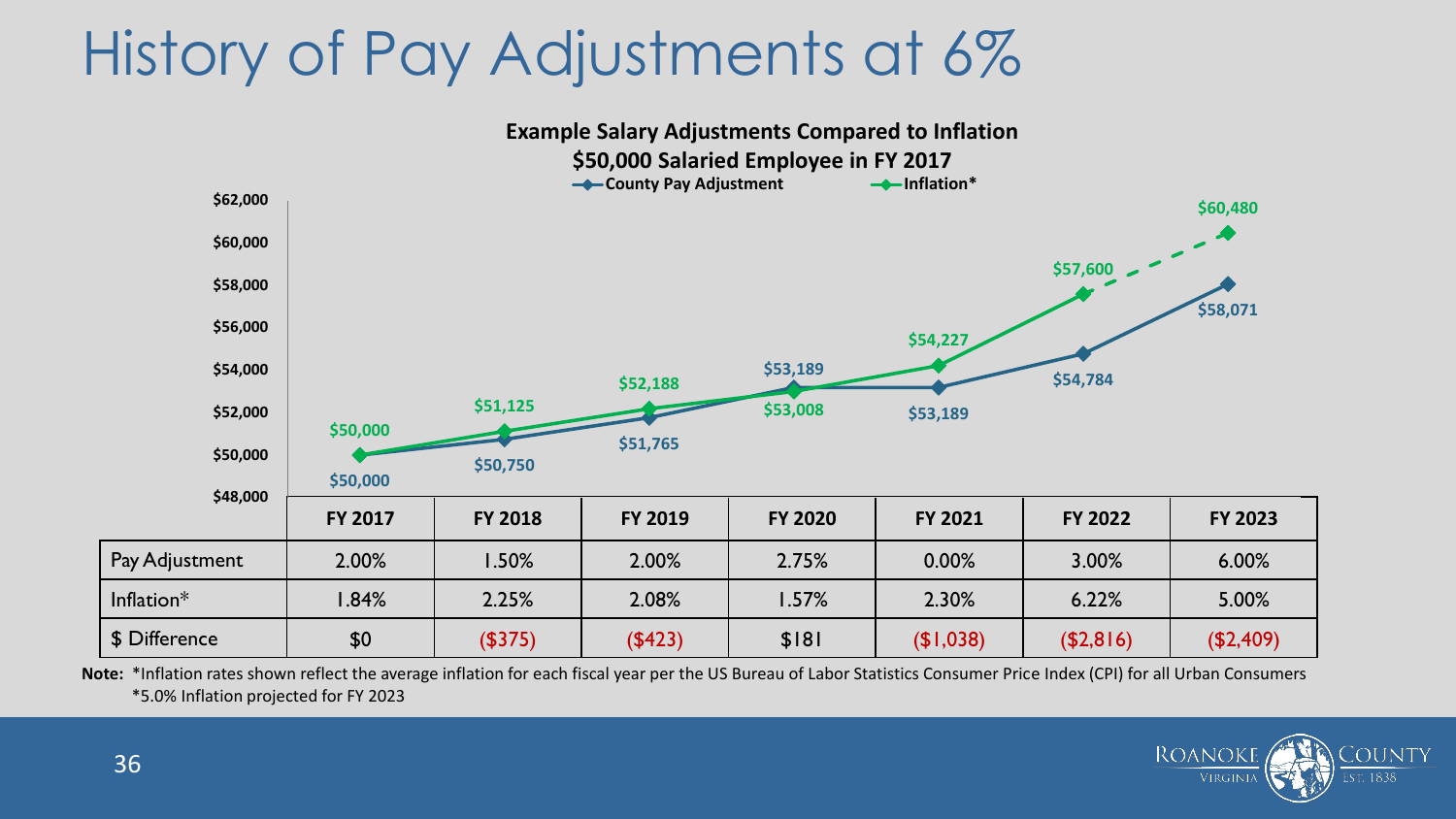# History of Pay Adjustments at 6%

**Example Salary Adjustments Compared to Inflation**
**$50,000 Salaried Employee in FY 2017**

| | FY 2017 | FY 2018 | FY 2019 | FY 2020 | FY 2021 | FY 2022 | FY 2023 |
|---|---|---|---|---|---|---|---|
| County Pay Adjustment | $50,000 | $50,750 | $51,765 | $53,189 | $53,189 | $54,784 | $58,071 |
| Inflation* | $50,000 | $51,125 | $52,188 | $53,008 | $54,227 | $57,600 | $60,480 |
| Pay Adjustment | 2.00% | 1.50% | 2.00% | 2.75% | 0.00% | 3.00% | 6.00% |
| Inflation* | 1.84% | 2.25% | 2.08% | 1.57% | 2.30% | 6.22% | 5.00% |
| $ Difference | $0 | ($375) | ($423) | $181 | ($1,038) | ($2,816) | ($2,409) |

**Note:** *Inflation rates shown reflect the average inflation for each fiscal year per the US Bureau of Labor Statistics Consumer Price Index (CPI) for all Urban Consumers
*5.0% Inflation projected for FY 2023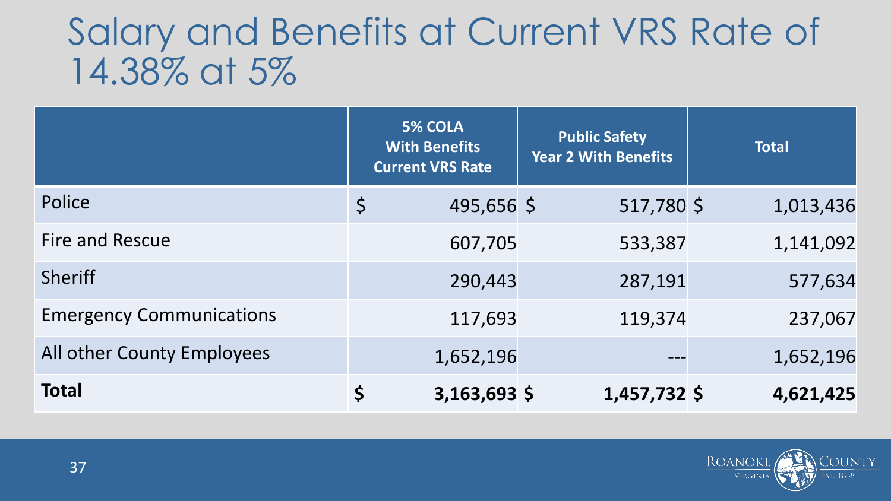# Salary and Benefits at Current VRS Rate of 14.38% at 5%

| | 5% COLA With Benefits Current VRS Rate | Public Safety Year 2 With Benefits | Total |
|---|---|---|---|
| Police | $ 495,656 | $ 517,780 | $ 1,013,436 |
| Fire and Rescue | 607,705 | 533,387 | 1,141,092 |
| Sheriff | 290,443 | 287,191 | 577,634 |
| Emergency Communications | 117,693 | 119,374 | 237,067 |
| All other County Employees | 1,652,196 | --- | 1,652,196 |
| **Total** | **$ 3,163,693** | **$ 1,457,732** | **$ 4,621,425** |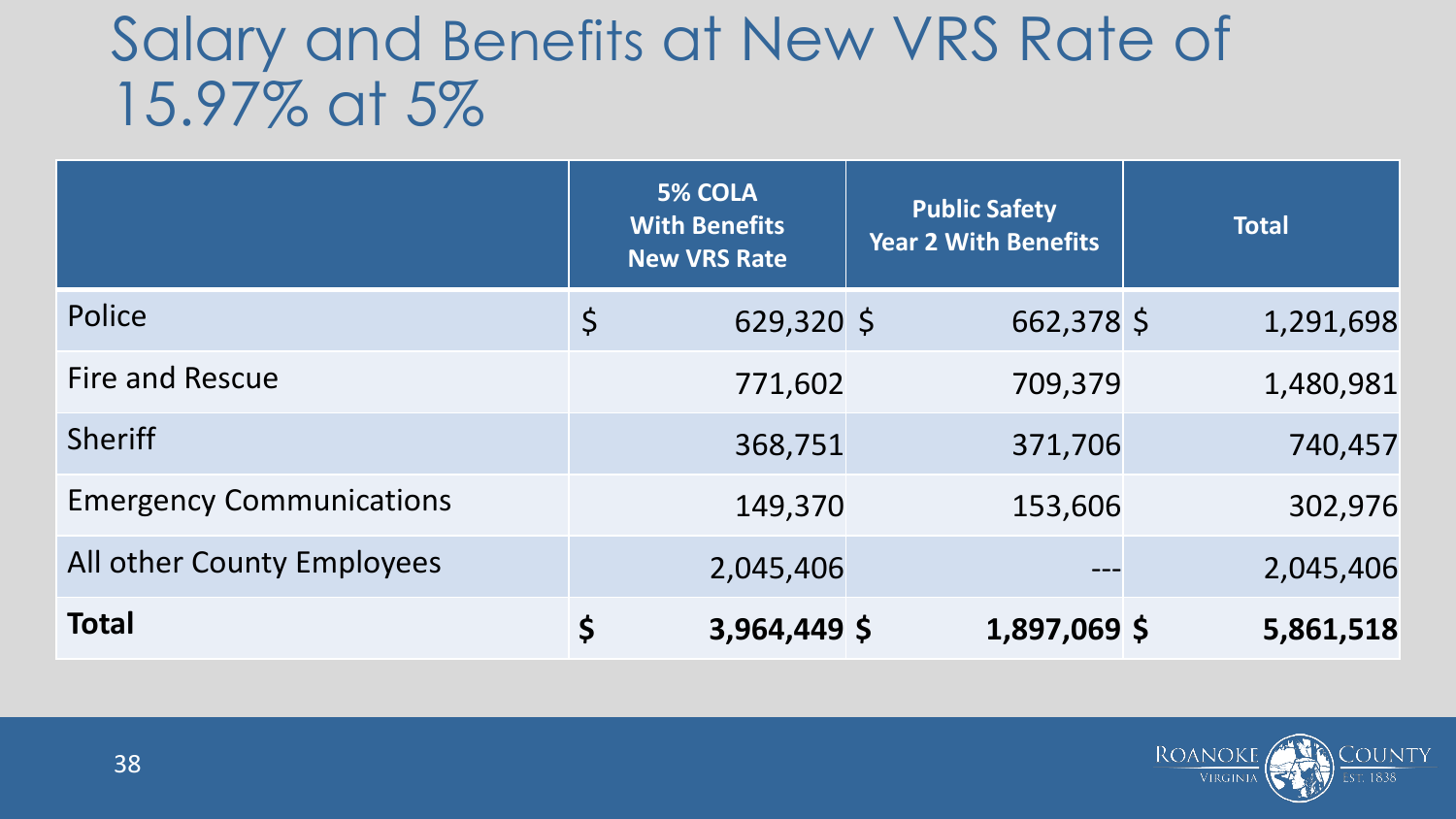# Salary and Benefits at New VRS Rate of 15.97% at 5%

| | 5% COLA With Benefits New VRS Rate | Public Safety Year 2 With Benefits | Total |
|---|---|---|---|
| Police | $ 629,320 | $ 662,378 | $ 1,291,698 |
| Fire and Rescue | 771,602 | 709,379 | 1,480,981 |
| Sheriff | 368,751 | 371,706 | 740,457 |
| Emergency Communications | 149,370 | 153,606 | 302,976 |
| All other County Employees | 2,045,406 | --- | 2,045,406 |
| **Total** | **$ 3,964,449** | **$ 1,897,069** | **$ 5,861,518** |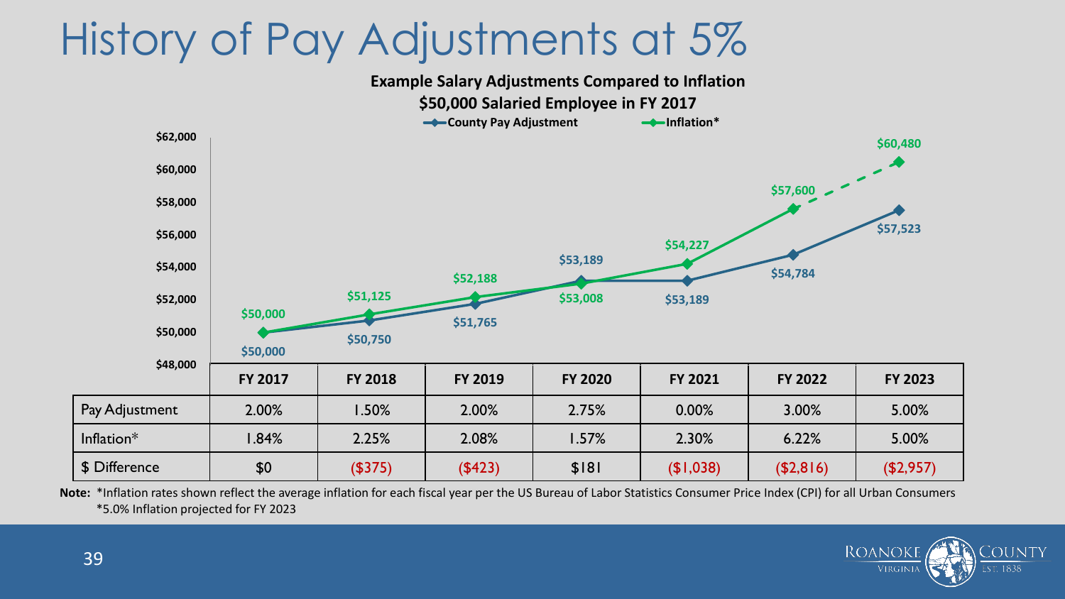# History of Pay Adjustments at 5%

**Example Salary Adjustments Compared to Inflation**
**$50,000 Salaried Employee in FY 2017**

| | FY 2017 | FY 2018 | FY 2019 | FY 2020 | FY 2021 | FY 2022 | FY 2023 |
|---|---|---|---|---|---|---|---|
| County Pay Adjustment (salary) | $50,000 | $50,750 | $51,765 | $53,189 | $53,189 | $54,784 | $57,523 |
| Inflation* (salary) | $50,000 | $51,125 | $52,188 | $53,008 | $54,227 | $57,600 | $60,480 |
| Pay Adjustment | 2.00% | 1.50% | 2.00% | 2.75% | 0.00% | 3.00% | 5.00% |
| Inflation* | 1.84% | 2.25% | 2.08% | 1.57% | 2.30% | 6.22% | 5.00% |
| $ Difference | $0 | ($375) | ($423) | $181 | ($1,038) | ($2,816) | ($2,957) |

**Note:** *Inflation rates shown reflect the average inflation for each fiscal year per the US Bureau of Labor Statistics Consumer Price Index (CPI) for all Urban Consumers
*5.0% Inflation projected for FY 2023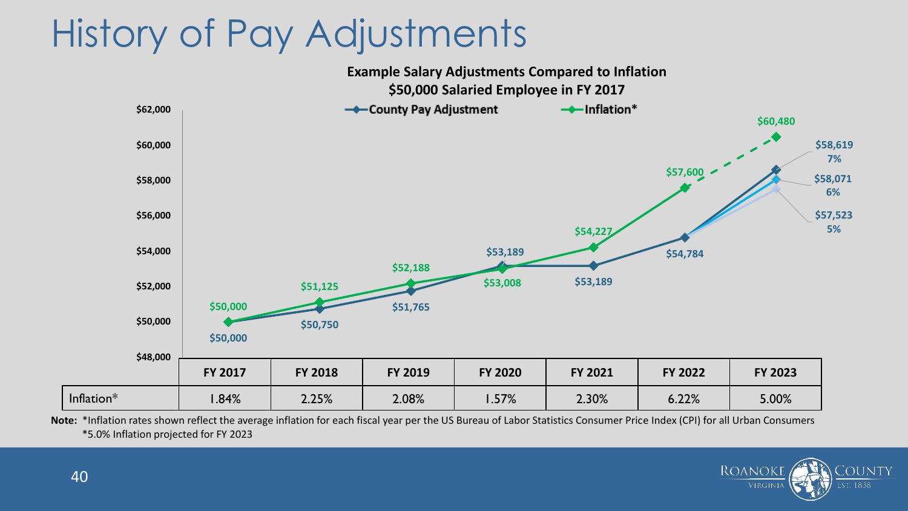# History of Pay Adjustments

**Example Salary Adjustments Compared to Inflation**
**$50,000 Salaried Employee in FY 2017**

| | FY 2017 | FY 2018 | FY 2019 | FY 2020 | FY 2021 | FY 2022 | FY 2023 |
|---|---|---|---|---|---|---|---|
| County Pay Adjustment | $50,000 | $50,750 | $51,765 | $53,189 | $53,189 | $54,784 | $58,619 (7%) / $58,071 (6%) / $57,523 (5%) |
| Inflation* (amount) | $50,000 | $51,125 | $52,188 | $53,008 | $54,227 | $57,600 | $60,480 |
| Inflation* | 1.84% | 2.25% | 2.08% | 1.57% | 2.30% | 6.22% | 5.00% |

**Note:** *Inflation rates shown reflect the average inflation for each fiscal year per the US Bureau of Labor Statistics Consumer Price Index (CPI) for all Urban Consumers
*5.0% Inflation projected for FY 2023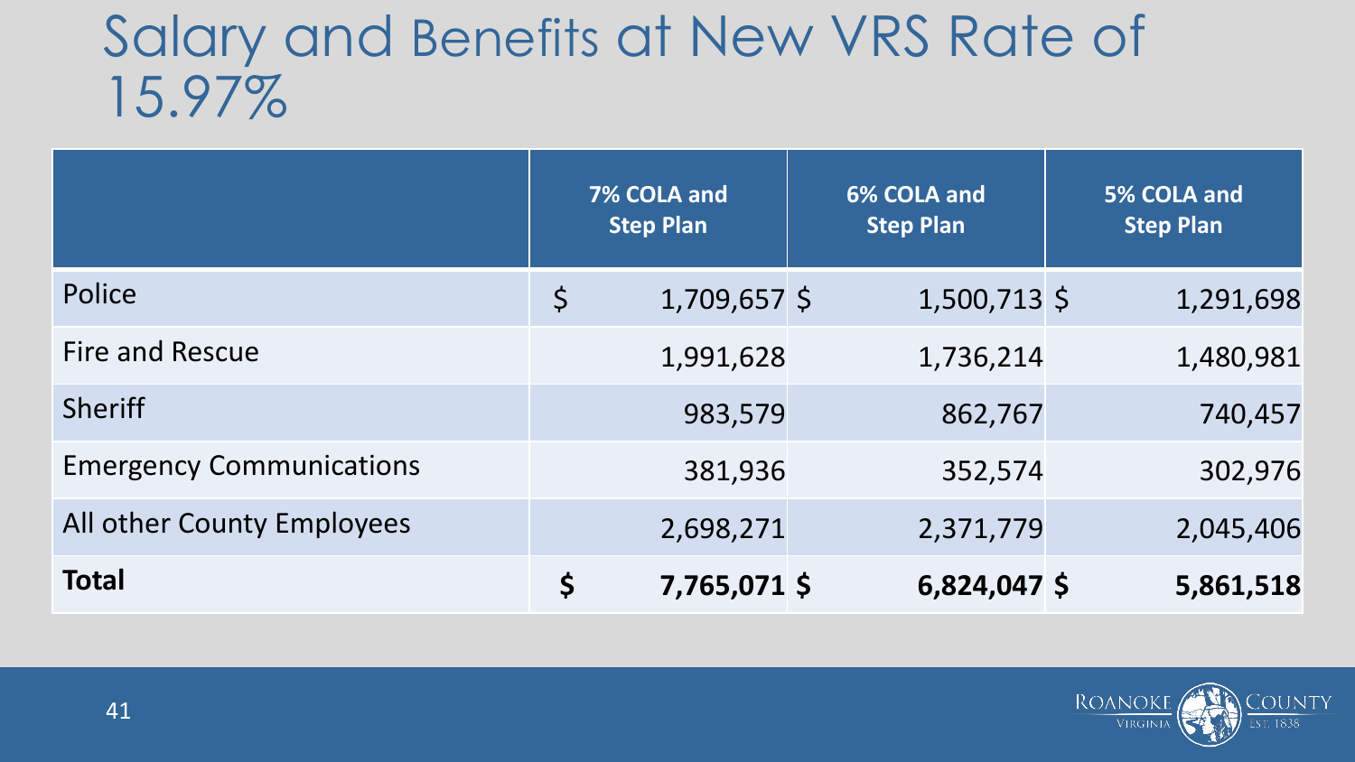# Salary and Benefits at New VRS Rate of 15.97%

| | 7% COLA and Step Plan | 6% COLA and Step Plan | 5% COLA and Step Plan |
|---|---|---|---|
| Police | $ 1,709,657 | $ 1,500,713 | $ 1,291,698 |
| Fire and Rescue | 1,991,628 | 1,736,214 | 1,480,981 |
| Sheriff | 983,579 | 862,767 | 740,457 |
| Emergency Communications | 381,936 | 352,574 | 302,976 |
| All other County Employees | 2,698,271 | 2,371,779 | 2,045,406 |
| **Total** | **$ 7,765,071** | **$ 6,824,047** | **$ 5,861,518** |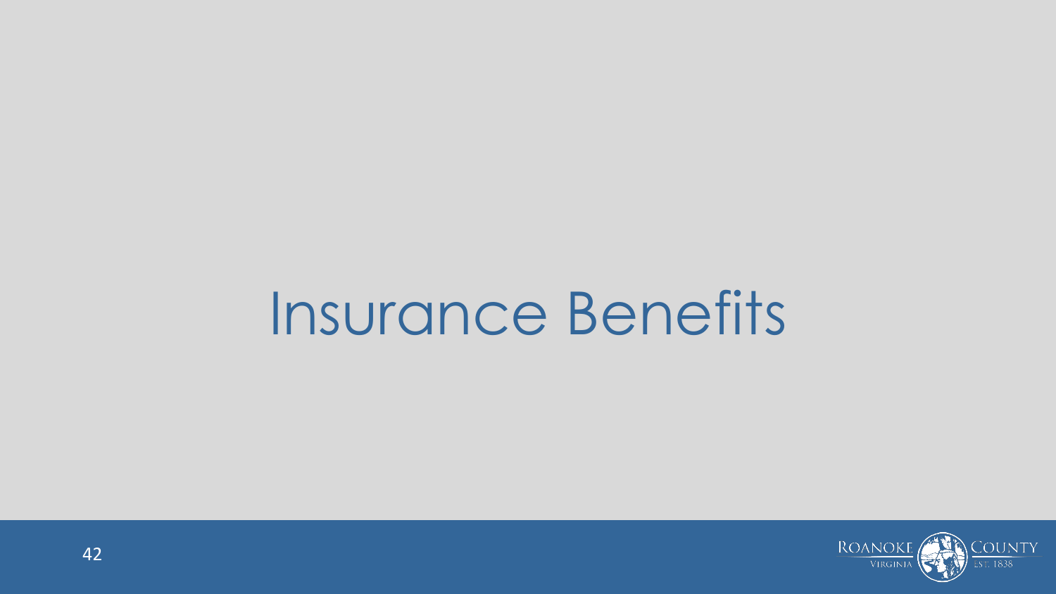# Insurance Benefits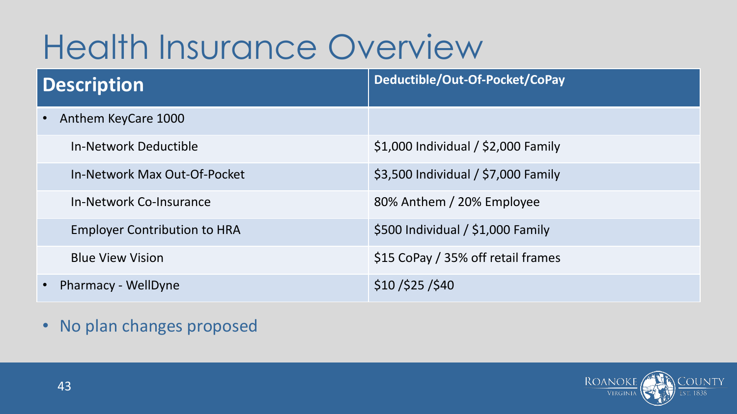# Health Insurance Overview

| Description | Deductible/Out-Of-Pocket/CoPay |
|---|---|
| • Anthem KeyCare 1000 | |
| In-Network Deductible | $1,000 Individual / $2,000 Family |
| In-Network Max Out-Of-Pocket | $3,500 Individual / $7,000 Family |
| In-Network Co-Insurance | 80% Anthem / 20% Employee |
| Employer Contribution to HRA | $500 Individual / $1,000 Family |
| Blue View Vision | $15 CoPay / 35% off retail frames |
| • Pharmacy - WellDyne | $10 /$25 /$40 |

- No plan changes proposed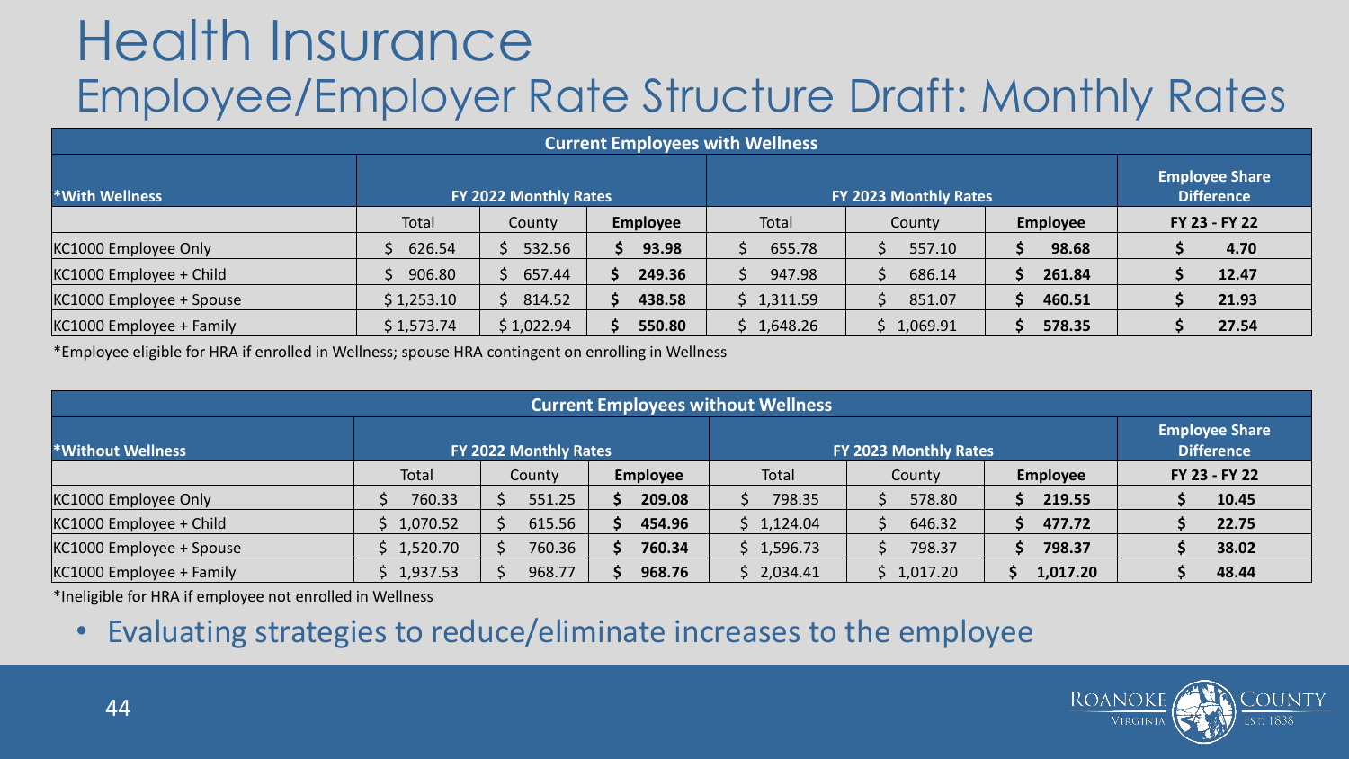# Health Insurance

## Employee/Employer Rate Structure Draft: Monthly Rates

| Current Employees with Wellness | | | | | | | |
|---|---|---|---|---|---|---|---|
| *With Wellness | FY 2022 Monthly Rates | | | FY 2023 Monthly Rates | | | Employee Share Difference |
| | Total | County | **Employee** | Total | County | **Employee** | **FY 23 - FY 22** |
| KC1000 Employee Only | $ 626.54 | $ 532.56 | **$ 93.98** | $ 655.78 | $ 557.10 | **$ 98.68** | **$ 4.70** |
| KC1000 Employee + Child | $ 906.80 | $ 657.44 | **$ 249.36** | $ 947.98 | $ 686.14 | **$ 261.84** | **$ 12.47** |
| KC1000 Employee + Spouse | $ 1,253.10 | $ 814.52 | **$ 438.58** | $ 1,311.59 | $ 851.07 | **$ 460.51** | **$ 21.93** |
| KC1000 Employee + Family | $ 1,573.74 | $ 1,022.94 | **$ 550.80** | $ 1,648.26 | $ 1,069.91 | **$ 578.35** | **$ 27.54** |

*Employee eligible for HRA if enrolled in Wellness; spouse HRA contingent on enrolling in Wellness

| Current Employees without Wellness | | | | | | | |
|---|---|---|---|---|---|---|---|
| *Without Wellness | FY 2022 Monthly Rates | | | FY 2023 Monthly Rates | | | Employee Share Difference |
| | Total | County | **Employee** | Total | County | **Employee** | **FY 23 - FY 22** |
| KC1000 Employee Only | $ 760.33 | $ 551.25 | **$ 209.08** | $ 798.35 | $ 578.80 | **$ 219.55** | **$ 10.45** |
| KC1000 Employee + Child | $ 1,070.52 | $ 615.56 | **$ 454.96** | $ 1,124.04 | $ 646.32 | **$ 477.72** | **$ 22.75** |
| KC1000 Employee + Spouse | $ 1,520.70 | $ 760.36 | **$ 760.34** | $ 1,596.73 | $ 798.37 | **$ 798.37** | **$ 38.02** |
| KC1000 Employee + Family | $ 1,937.53 | $ 968.77 | **$ 968.76** | $ 2,034.41 | $ 1,017.20 | **$ 1,017.20** | **$ 48.44** |

*Ineligible for HRA if employee not enrolled in Wellness

- Evaluating strategies to reduce/eliminate increases to the employee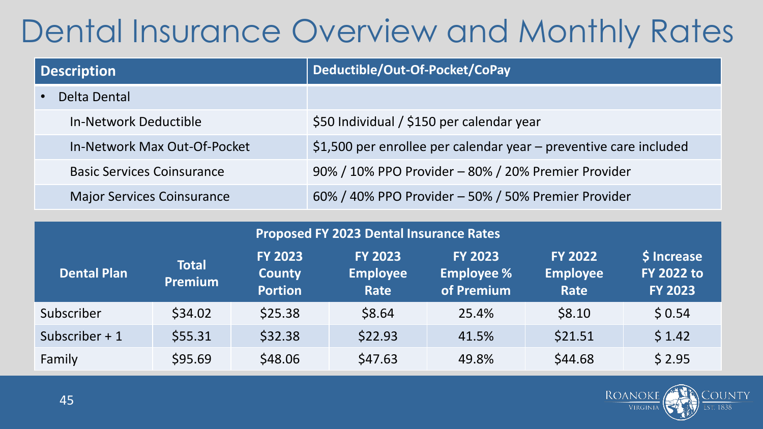# Dental Insurance Overview and Monthly Rates

| Description | Deductible/Out-Of-Pocket/CoPay |
|---|---|
| • Delta Dental | |
| In-Network Deductible | $50 Individual / $150 per calendar year |
| In-Network Max Out-Of-Pocket | $1,500 per enrollee per calendar year – preventive care included |
| Basic Services Coinsurance | 90% / 10% PPO Provider – 80% / 20% Premier Provider |
| Major Services Coinsurance | 60% / 40% PPO Provider – 50% / 50% Premier Provider |

**Proposed FY 2023 Dental Insurance Rates**

| Dental Plan | Total Premium | FY 2023 County Portion | FY 2023 Employee Rate | FY 2023 Employee % of Premium | FY 2022 Employee Rate | $ Increase FY 2022 to FY 2023 |
|---|---|---|---|---|---|---|
| Subscriber | $34.02 | $25.38 | $8.64 | 25.4% | $8.10 | $ 0.54 |
| Subscriber + 1 | $55.31 | $32.38 | $22.93 | 41.5% | $21.51 | $ 1.42 |
| Family | $95.69 | $48.06 | $47.63 | 49.8% | $44.68 | $ 2.95 |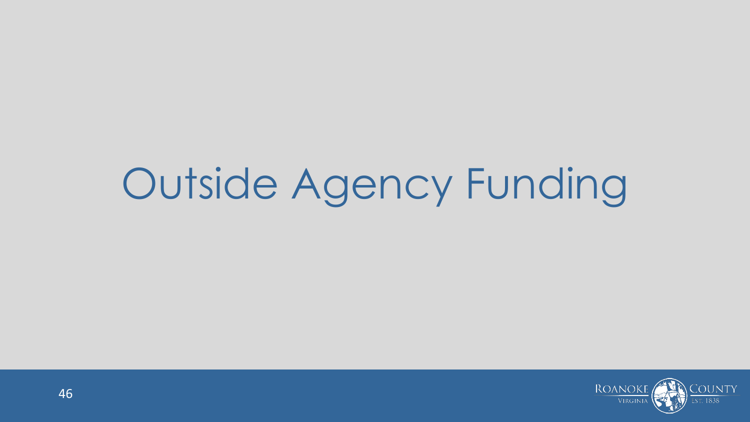# Outside Agency Funding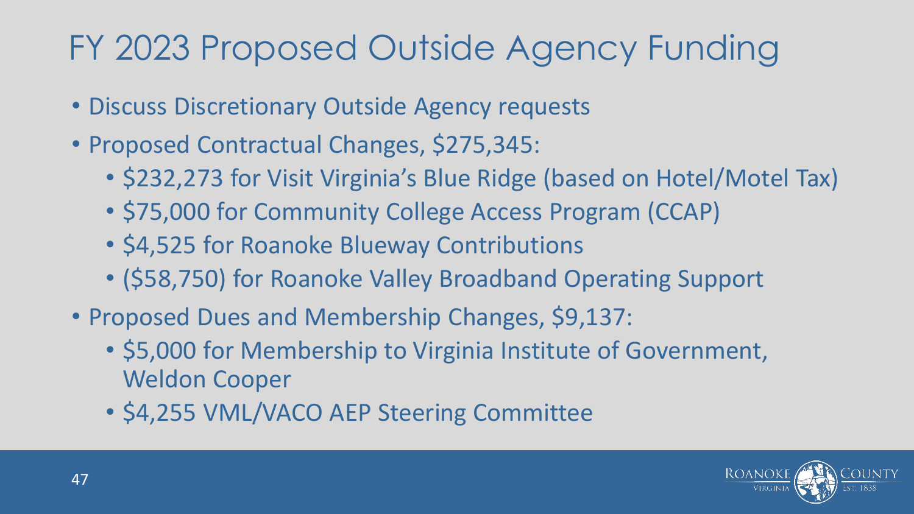# FY 2023 Proposed Outside Agency Funding

- Discuss Discretionary Outside Agency requests
- Proposed Contractual Changes, $275,345:
  - $232,273 for Visit Virginia's Blue Ridge (based on Hotel/Motel Tax)
  - $75,000 for Community College Access Program (CCAP)
  - $4,525 for Roanoke Blueway Contributions
  - ($58,750) for Roanoke Valley Broadband Operating Support
- Proposed Dues and Membership Changes, $9,137:
  - $5,000 for Membership to Virginia Institute of Government, Weldon Cooper
  - $4,255 VML/VACO AEP Steering Committee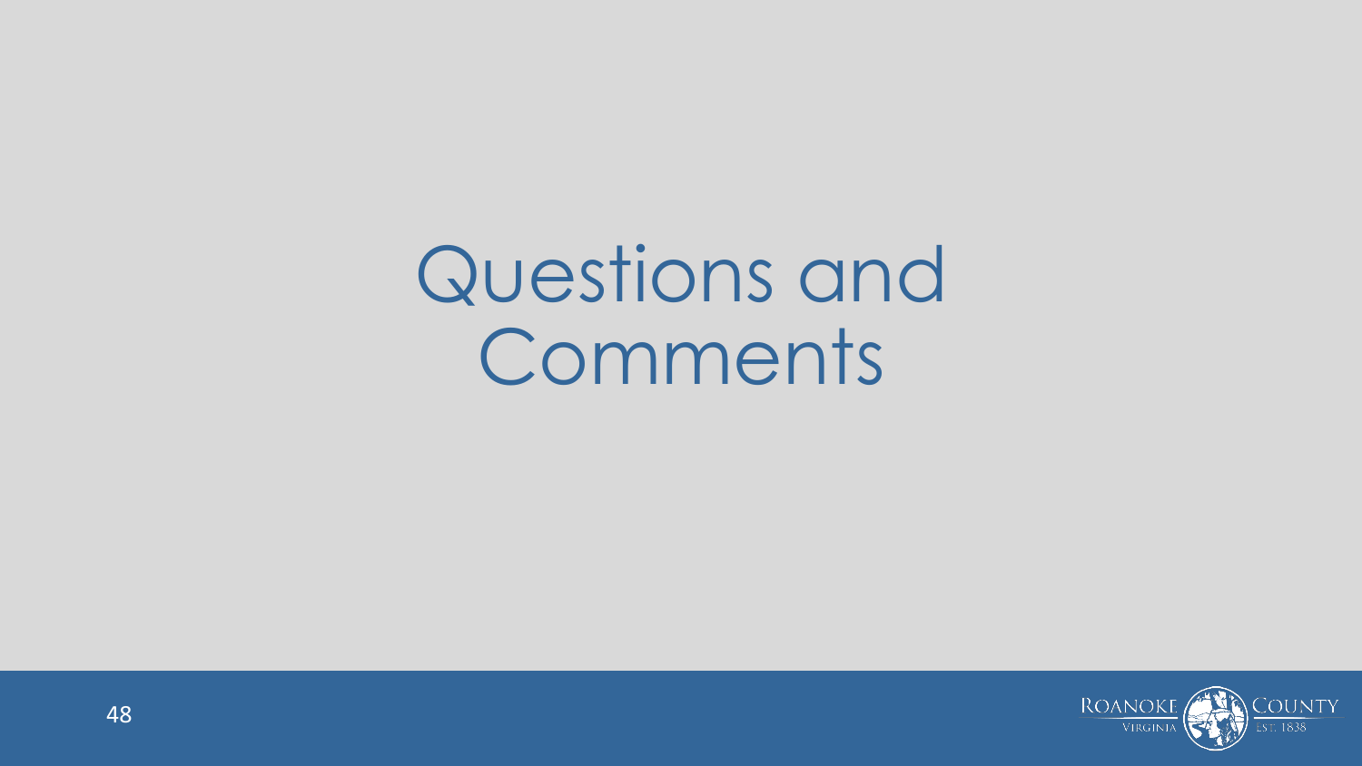# Questions and Comments